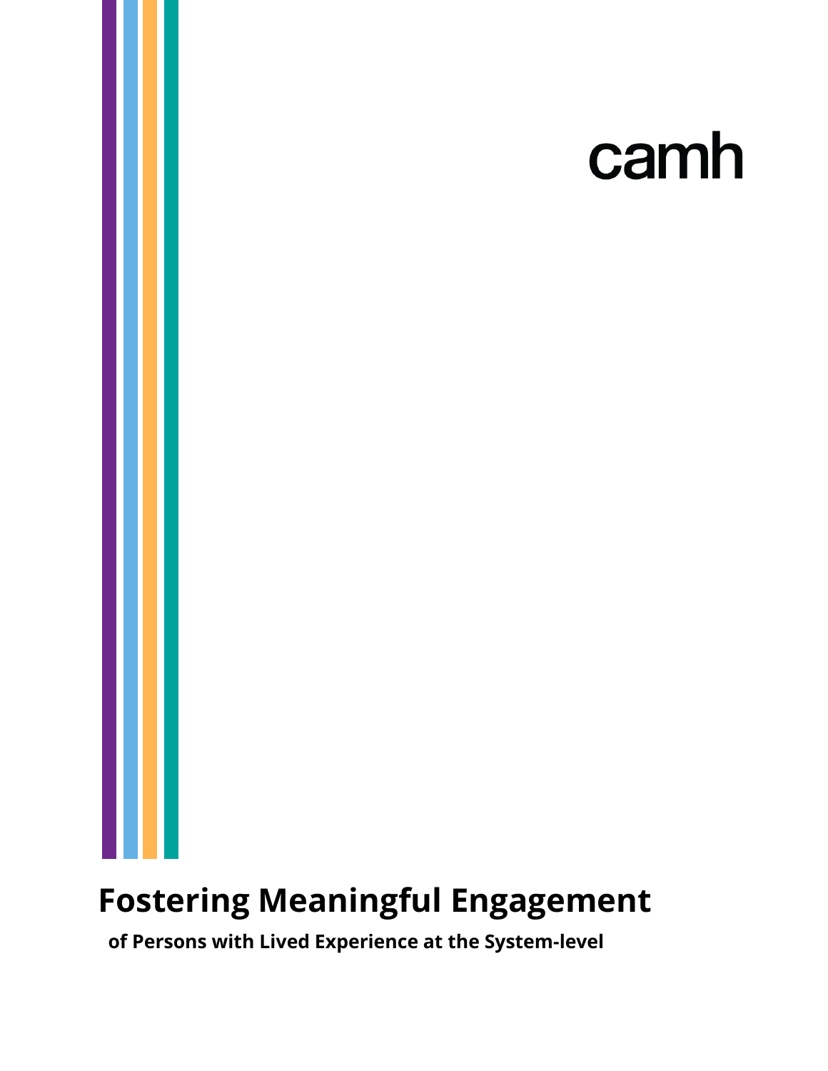camh

# Fostering Meaningful Engagement

**of Persons with Lived Experience at the System-level**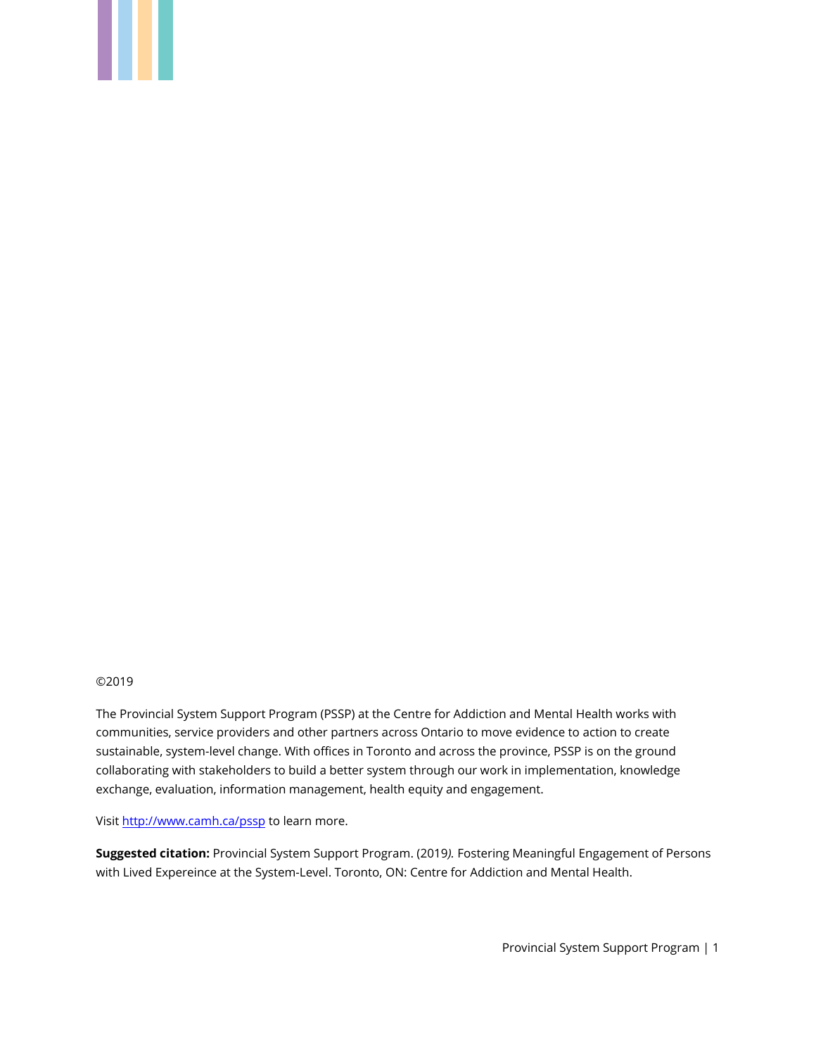©2019

The Provincial System Support Program (PSSP) at the Centre for Addiction and Mental Health works with communities, service providers and other partners across Ontario to move evidence to action to create sustainable, system-level change. With offices in Toronto and across the province, PSSP is on the ground collaborating with stakeholders to build a better system through our work in implementation, knowledge exchange, evaluation, information management, health equity and engagement.

Visit http://www.camh.ca/pssp to learn more.

**Suggested citation:** Provincial System Support Program. (2019*).* Fostering Meaningful Engagement of Persons with Lived Expereince at the System-Level. Toronto, ON: Centre for Addiction and Mental Health.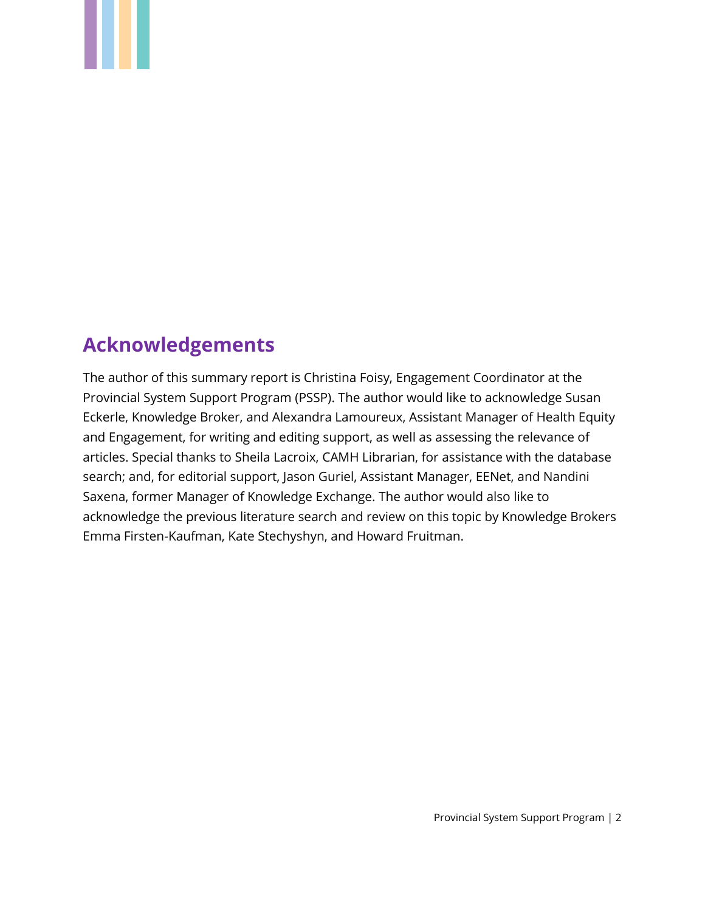## Acknowledgements

The author of this summary report is Christina Foisy, Engagement Coordinator at the Provincial System Support Program (PSSP). The author would like to acknowledge Susan Eckerle, Knowledge Broker, and Alexandra Lamoureux, Assistant Manager of Health Equity and Engagement, for writing and editing support, as well as assessing the relevance of articles. Special thanks to Sheila Lacroix, CAMH Librarian, for assistance with the database search; and, for editorial support, Jason Guriel, Assistant Manager, EENet, and Nandini Saxena, former Manager of Knowledge Exchange. The author would also like to acknowledge the previous literature search and review on this topic by Knowledge Brokers Emma Firsten-Kaufman, Kate Stechyshyn, and Howard Fruitman.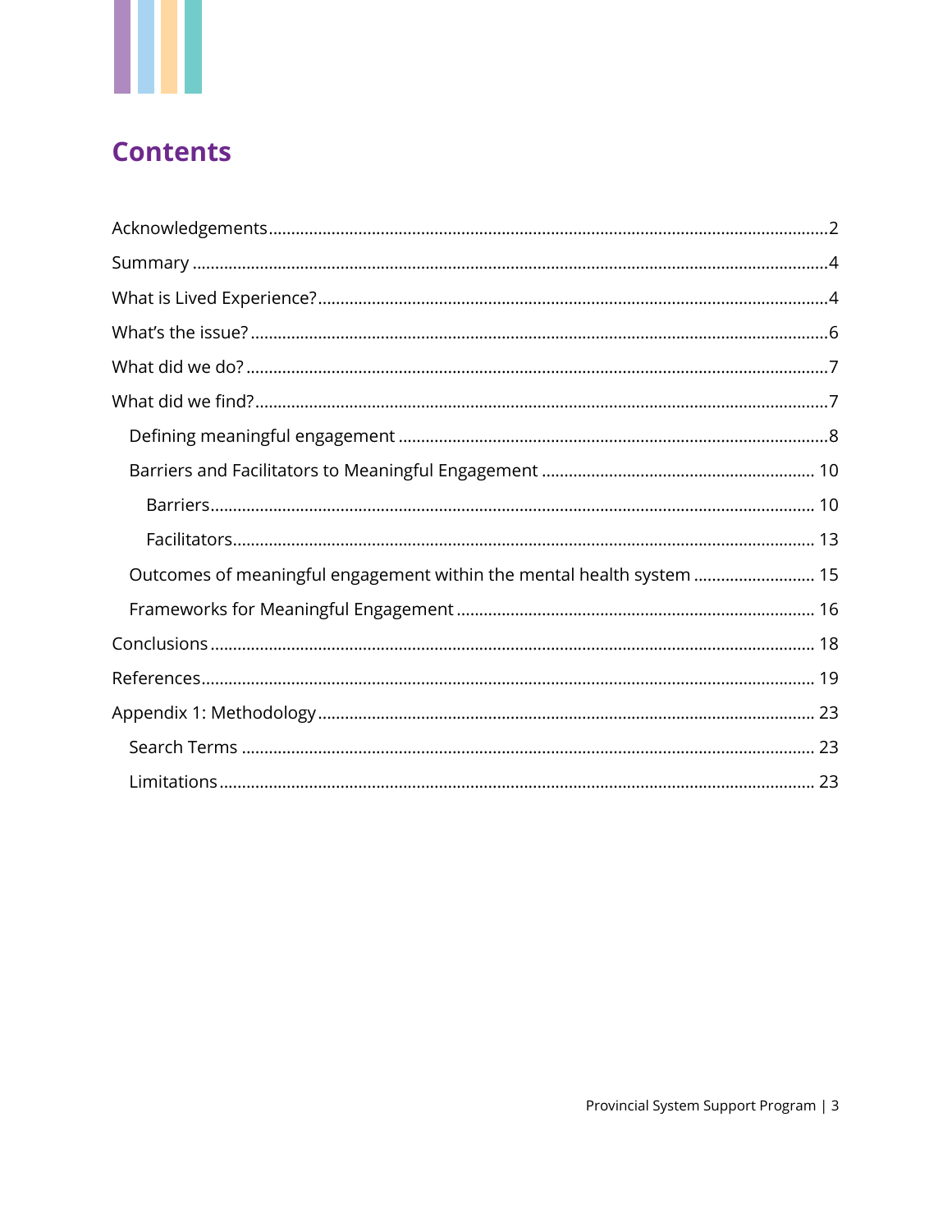# Contents

- Acknowledgements ........ 2
- Summary ........ 4
- What is Lived Experience? ........ 4
- What's the issue? ........ 6
- What did we do? ........ 7
- What did we find? ........ 7
  - Defining meaningful engagement ........ 8
  - Barriers and Facilitators to Meaningful Engagement ........ 10
    - Barriers ........ 10
    - Facilitators ........ 13
  - Outcomes of meaningful engagement within the mental health system ........ 15
  - Frameworks for Meaningful Engagement ........ 16
- Conclusions ........ 18
- References ........ 19
- Appendix 1: Methodology ........ 23
  - Search Terms ........ 23
  - Limitations ........ 23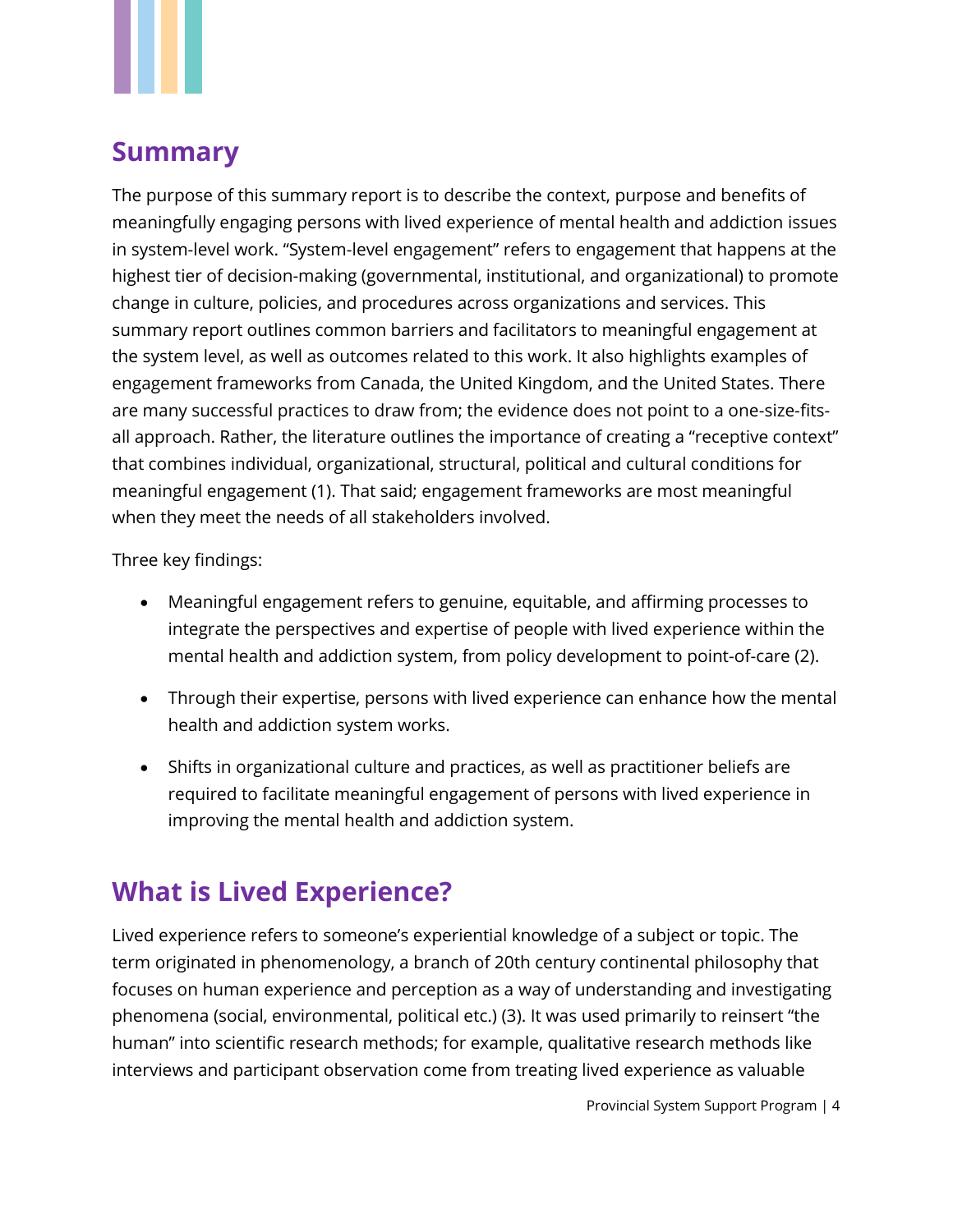## Summary

The purpose of this summary report is to describe the context, purpose and benefits of meaningfully engaging persons with lived experience of mental health and addiction issues in system-level work. "System-level engagement" refers to engagement that happens at the highest tier of decision-making (governmental, institutional, and organizational) to promote change in culture, policies, and procedures across organizations and services. This summary report outlines common barriers and facilitators to meaningful engagement at the system level, as well as outcomes related to this work. It also highlights examples of engagement frameworks from Canada, the United Kingdom, and the United States. There are many successful practices to draw from; the evidence does not point to a one-size-fits-all approach. Rather, the literature outlines the importance of creating a "receptive context" that combines individual, organizational, structural, political and cultural conditions for meaningful engagement (1). That said; engagement frameworks are most meaningful when they meet the needs of all stakeholders involved.

Three key findings:

- Meaningful engagement refers to genuine, equitable, and affirming processes to integrate the perspectives and expertise of people with lived experience within the mental health and addiction system, from policy development to point-of-care (2).
- Through their expertise, persons with lived experience can enhance how the mental health and addiction system works.
- Shifts in organizational culture and practices, as well as practitioner beliefs are required to facilitate meaningful engagement of persons with lived experience in improving the mental health and addiction system.

## What is Lived Experience?

Lived experience refers to someone's experiential knowledge of a subject or topic. The term originated in phenomenology, a branch of 20th century continental philosophy that focuses on human experience and perception as a way of understanding and investigating phenomena (social, environmental, political etc.) (3). It was used primarily to reinsert "the human" into scientific research methods; for example, qualitative research methods like interviews and participant observation come from treating lived experience as valuable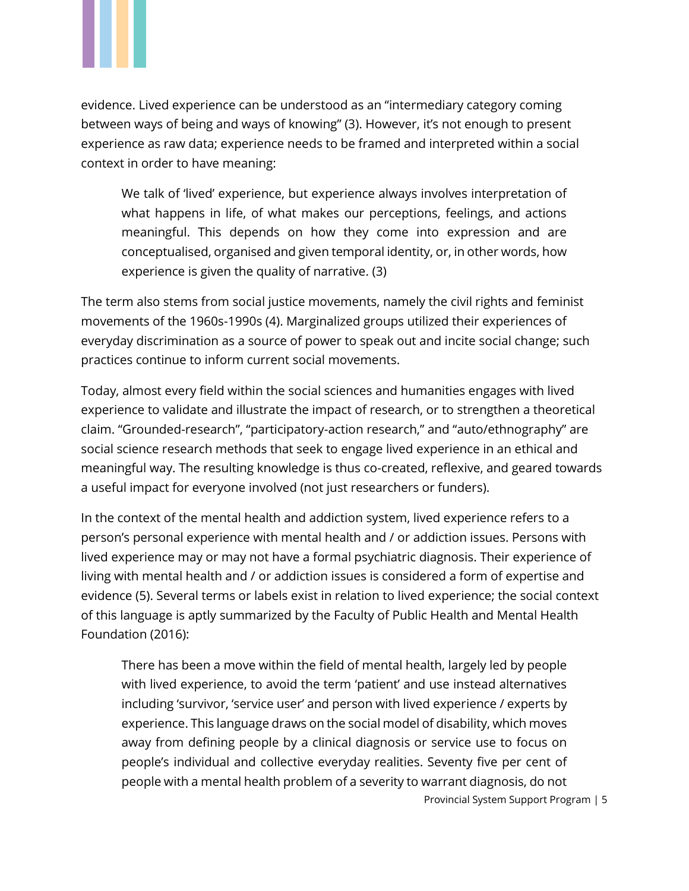evidence. Lived experience can be understood as an "intermediary category coming between ways of being and ways of knowing" (3). However, it's not enough to present experience as raw data; experience needs to be framed and interpreted within a social context in order to have meaning:

> We talk of 'lived' experience, but experience always involves interpretation of what happens in life, of what makes our perceptions, feelings, and actions meaningful. This depends on how they come into expression and are conceptualised, organised and given temporal identity, or, in other words, how experience is given the quality of narrative. (3)

The term also stems from social justice movements, namely the civil rights and feminist movements of the 1960s-1990s (4). Marginalized groups utilized their experiences of everyday discrimination as a source of power to speak out and incite social change; such practices continue to inform current social movements.

Today, almost every field within the social sciences and humanities engages with lived experience to validate and illustrate the impact of research, or to strengthen a theoretical claim. "Grounded-research", "participatory-action research," and "auto/ethnography" are social science research methods that seek to engage lived experience in an ethical and meaningful way. The resulting knowledge is thus co-created, reflexive, and geared towards a useful impact for everyone involved (not just researchers or funders).

In the context of the mental health and addiction system, lived experience refers to a person's personal experience with mental health and / or addiction issues. Persons with lived experience may or may not have a formal psychiatric diagnosis. Their experience of living with mental health and / or addiction issues is considered a form of expertise and evidence (5). Several terms or labels exist in relation to lived experience; the social context of this language is aptly summarized by the Faculty of Public Health and Mental Health Foundation (2016):

> There has been a move within the field of mental health, largely led by people with lived experience, to avoid the term 'patient' and use instead alternatives including 'survivor, 'service user' and person with lived experience / experts by experience. This language draws on the social model of disability, which moves away from defining people by a clinical diagnosis or service use to focus on people's individual and collective everyday realities. Seventy five per cent of people with a mental health problem of a severity to warrant diagnosis, do not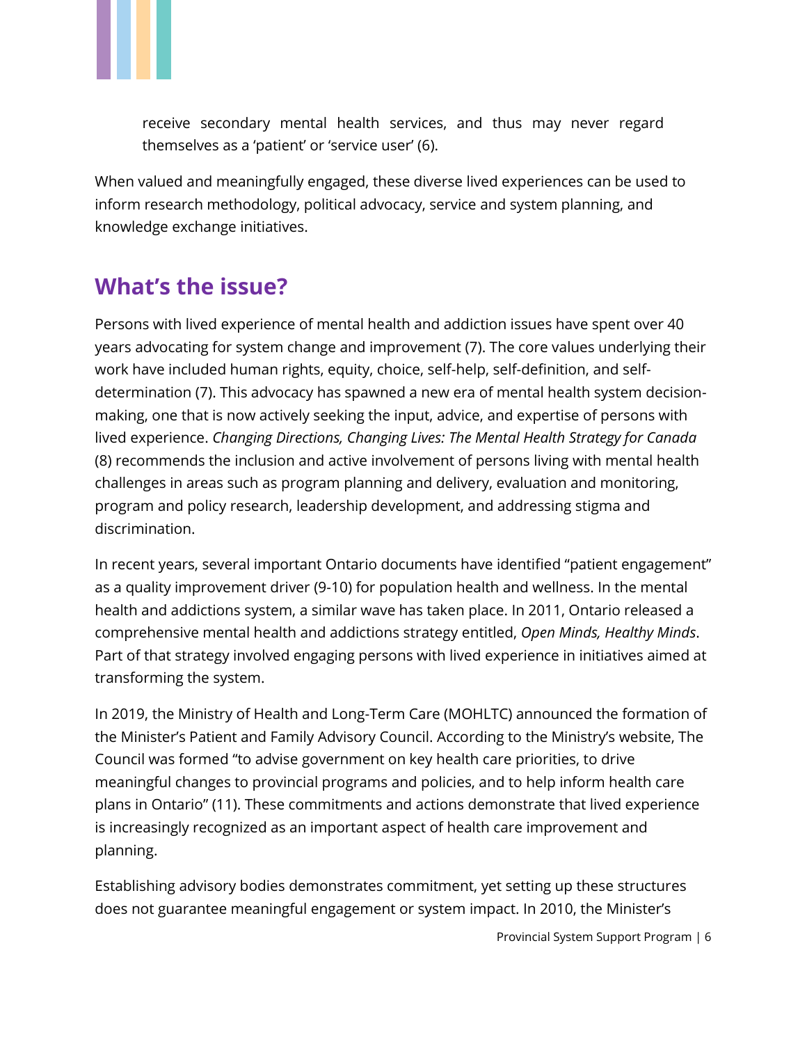receive secondary mental health services, and thus may never regard themselves as a 'patient' or 'service user' (6).

When valued and meaningfully engaged, these diverse lived experiences can be used to inform research methodology, political advocacy, service and system planning, and knowledge exchange initiatives.

## What's the issue?

Persons with lived experience of mental health and addiction issues have spent over 40 years advocating for system change and improvement (7). The core values underlying their work have included human rights, equity, choice, self-help, self-definition, and self-determination (7). This advocacy has spawned a new era of mental health system decision-making, one that is now actively seeking the input, advice, and expertise of persons with lived experience. *Changing Directions, Changing Lives: The Mental Health Strategy for Canada* (8) recommends the inclusion and active involvement of persons living with mental health challenges in areas such as program planning and delivery, evaluation and monitoring, program and policy research, leadership development, and addressing stigma and discrimination.

In recent years, several important Ontario documents have identified "patient engagement" as a quality improvement driver (9-10) for population health and wellness. In the mental health and addictions system, a similar wave has taken place. In 2011, Ontario released a comprehensive mental health and addictions strategy entitled, *Open Minds, Healthy Minds*. Part of that strategy involved engaging persons with lived experience in initiatives aimed at transforming the system.

In 2019, the Ministry of Health and Long-Term Care (MOHLTC) announced the formation of the Minister's Patient and Family Advisory Council. According to the Ministry's website, The Council was formed "to advise government on key health care priorities, to drive meaningful changes to provincial programs and policies, and to help inform health care plans in Ontario" (11). These commitments and actions demonstrate that lived experience is increasingly recognized as an important aspect of health care improvement and planning.

Establishing advisory bodies demonstrates commitment, yet setting up these structures does not guarantee meaningful engagement or system impact. In 2010, the Minister's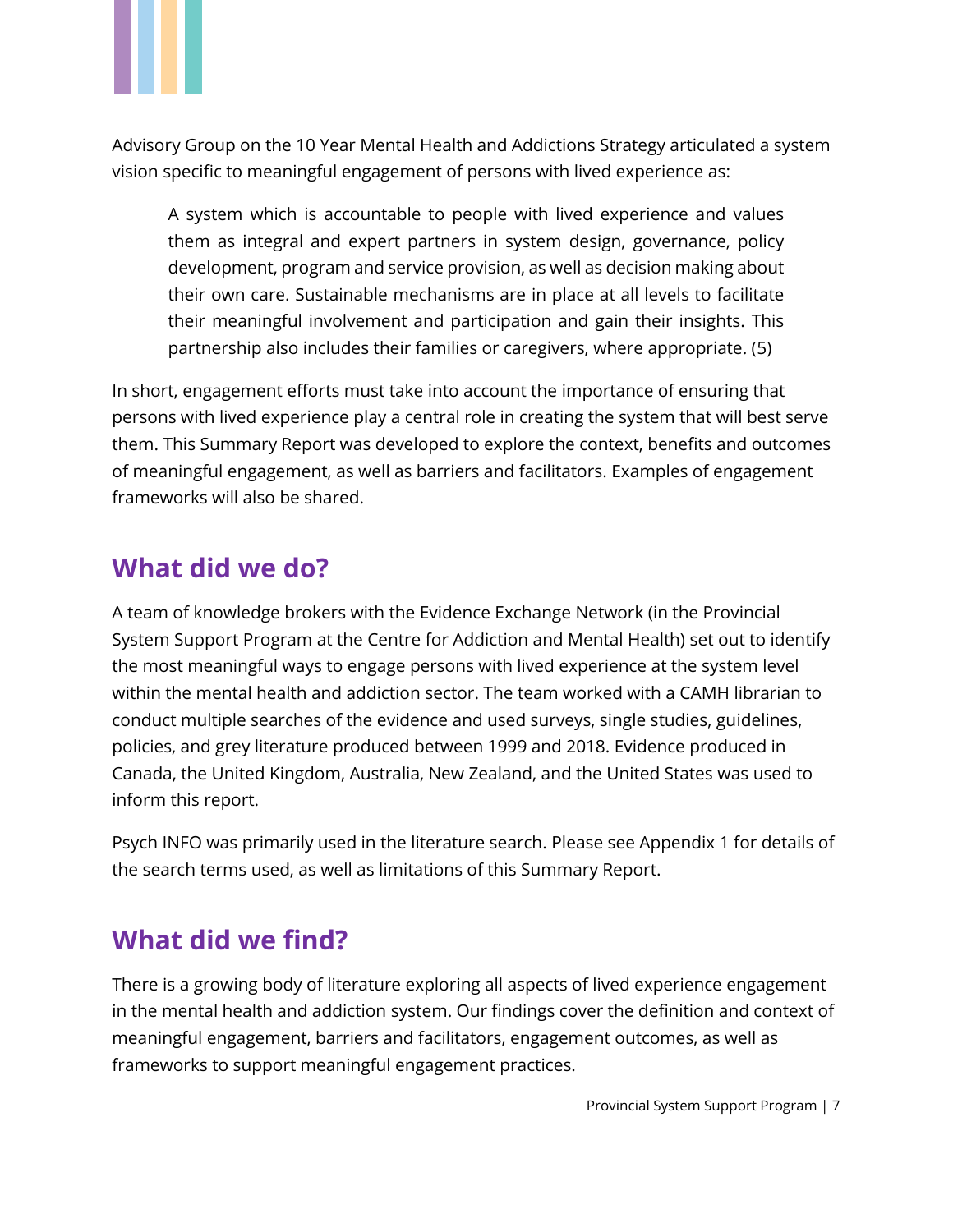Advisory Group on the 10 Year Mental Health and Addictions Strategy articulated a system vision specific to meaningful engagement of persons with lived experience as:

> A system which is accountable to people with lived experience and values them as integral and expert partners in system design, governance, policy development, program and service provision, as well as decision making about their own care. Sustainable mechanisms are in place at all levels to facilitate their meaningful involvement and participation and gain their insights. This partnership also includes their families or caregivers, where appropriate. (5)

In short, engagement efforts must take into account the importance of ensuring that persons with lived experience play a central role in creating the system that will best serve them. This Summary Report was developed to explore the context, benefits and outcomes of meaningful engagement, as well as barriers and facilitators. Examples of engagement frameworks will also be shared.

## What did we do?

A team of knowledge brokers with the Evidence Exchange Network (in the Provincial System Support Program at the Centre for Addiction and Mental Health) set out to identify the most meaningful ways to engage persons with lived experience at the system level within the mental health and addiction sector. The team worked with a CAMH librarian to conduct multiple searches of the evidence and used surveys, single studies, guidelines, policies, and grey literature produced between 1999 and 2018. Evidence produced in Canada, the United Kingdom, Australia, New Zealand, and the United States was used to inform this report.

Psych INFO was primarily used in the literature search. Please see Appendix 1 for details of the search terms used, as well as limitations of this Summary Report.

## What did we find?

There is a growing body of literature exploring all aspects of lived experience engagement in the mental health and addiction system. Our findings cover the definition and context of meaningful engagement, barriers and facilitators, engagement outcomes, as well as frameworks to support meaningful engagement practices.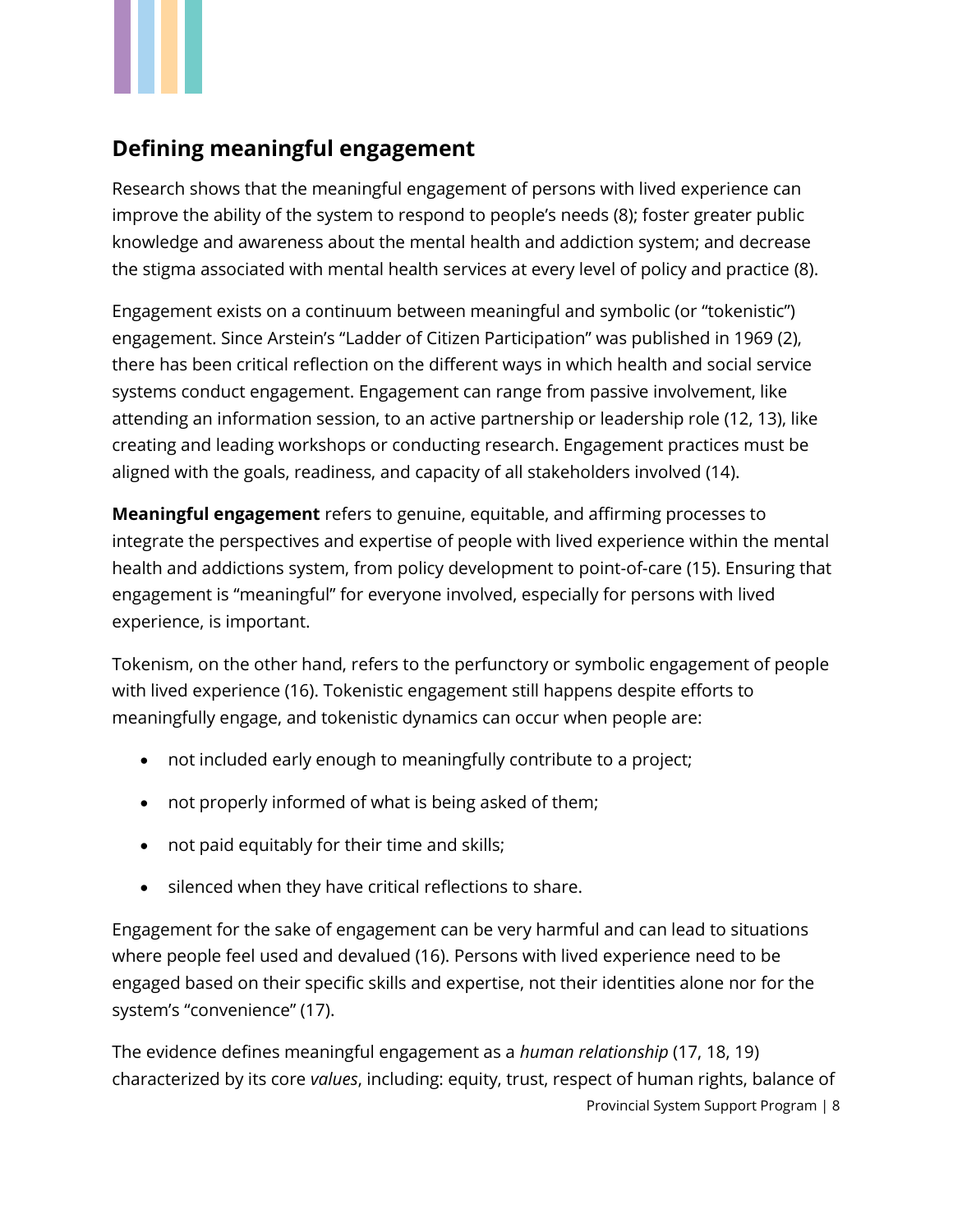## Defining meaningful engagement

Research shows that the meaningful engagement of persons with lived experience can improve the ability of the system to respond to people's needs (8); foster greater public knowledge and awareness about the mental health and addiction system; and decrease the stigma associated with mental health services at every level of policy and practice (8).

Engagement exists on a continuum between meaningful and symbolic (or "tokenistic") engagement. Since Arstein's "Ladder of Citizen Participation" was published in 1969 (2), there has been critical reflection on the different ways in which health and social service systems conduct engagement. Engagement can range from passive involvement, like attending an information session, to an active partnership or leadership role (12, 13), like creating and leading workshops or conducting research. Engagement practices must be aligned with the goals, readiness, and capacity of all stakeholders involved (14).

**Meaningful engagement** refers to genuine, equitable, and affirming processes to integrate the perspectives and expertise of people with lived experience within the mental health and addictions system, from policy development to point-of-care (15). Ensuring that engagement is "meaningful" for everyone involved, especially for persons with lived experience, is important.

Tokenism, on the other hand, refers to the perfunctory or symbolic engagement of people with lived experience (16). Tokenistic engagement still happens despite efforts to meaningfully engage, and tokenistic dynamics can occur when people are:

- not included early enough to meaningfully contribute to a project;
- not properly informed of what is being asked of them;
- not paid equitably for their time and skills;
- silenced when they have critical reflections to share.

Engagement for the sake of engagement can be very harmful and can lead to situations where people feel used and devalued (16). Persons with lived experience need to be engaged based on their specific skills and expertise, not their identities alone nor for the system's "convenience" (17).

The evidence defines meaningful engagement as a *human relationship* (17, 18, 19) characterized by its core *values*, including: equity, trust, respect of human rights, balance of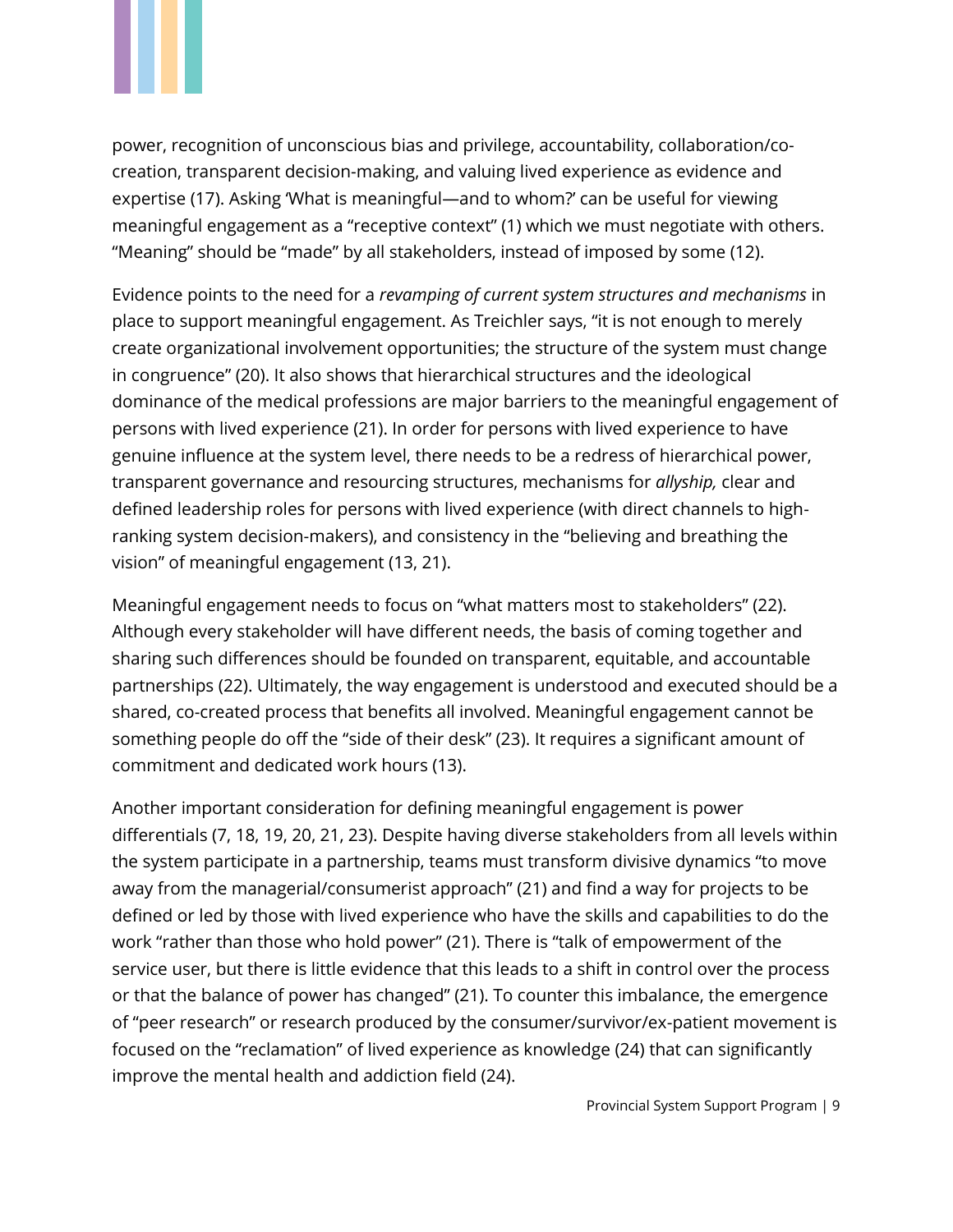power, recognition of unconscious bias and privilege, accountability, collaboration/co-creation, transparent decision-making, and valuing lived experience as evidence and expertise (17). Asking 'What is meaningful—and to whom?' can be useful for viewing meaningful engagement as a "receptive context" (1) which we must negotiate with others. "Meaning" should be "made" by all stakeholders, instead of imposed by some (12).

Evidence points to the need for a *revamping of current system structures and mechanisms* in place to support meaningful engagement. As Treichler says, "it is not enough to merely create organizational involvement opportunities; the structure of the system must change in congruence" (20). It also shows that hierarchical structures and the ideological dominance of the medical professions are major barriers to the meaningful engagement of persons with lived experience (21). In order for persons with lived experience to have genuine influence at the system level, there needs to be a redress of hierarchical power, transparent governance and resourcing structures, mechanisms for *allyship,* clear and defined leadership roles for persons with lived experience (with direct channels to high-ranking system decision-makers), and consistency in the "believing and breathing the vision" of meaningful engagement (13, 21).

Meaningful engagement needs to focus on "what matters most to stakeholders" (22). Although every stakeholder will have different needs, the basis of coming together and sharing such differences should be founded on transparent, equitable, and accountable partnerships (22). Ultimately, the way engagement is understood and executed should be a shared, co-created process that benefits all involved. Meaningful engagement cannot be something people do off the "side of their desk" (23). It requires a significant amount of commitment and dedicated work hours (13).

Another important consideration for defining meaningful engagement is power differentials (7, 18, 19, 20, 21, 23). Despite having diverse stakeholders from all levels within the system participate in a partnership, teams must transform divisive dynamics "to move away from the managerial/consumerist approach" (21) and find a way for projects to be defined or led by those with lived experience who have the skills and capabilities to do the work "rather than those who hold power" (21). There is "talk of empowerment of the service user, but there is little evidence that this leads to a shift in control over the process or that the balance of power has changed" (21). To counter this imbalance, the emergence of "peer research" or research produced by the consumer/survivor/ex-patient movement is focused on the "reclamation" of lived experience as knowledge (24) that can significantly improve the mental health and addiction field (24).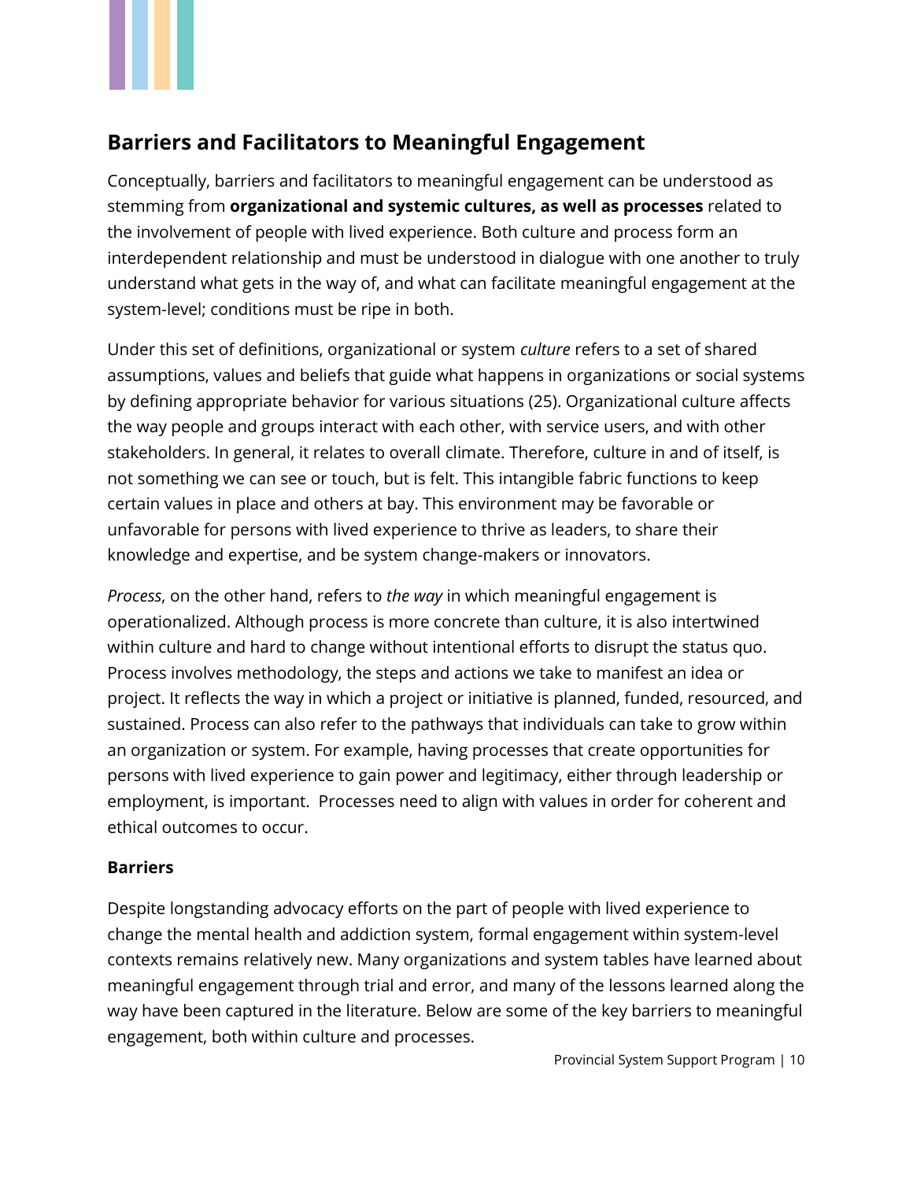## Barriers and Facilitators to Meaningful Engagement

Conceptually, barriers and facilitators to meaningful engagement can be understood as stemming from **organizational and systemic cultures, as well as processes** related to the involvement of people with lived experience. Both culture and process form an interdependent relationship and must be understood in dialogue with one another to truly understand what gets in the way of, and what can facilitate meaningful engagement at the system-level; conditions must be ripe in both.

Under this set of definitions, organizational or system *culture* refers to a set of shared assumptions, values and beliefs that guide what happens in organizations or social systems by defining appropriate behavior for various situations (25). Organizational culture affects the way people and groups interact with each other, with service users, and with other stakeholders. In general, it relates to overall climate. Therefore, culture in and of itself, is not something we can see or touch, but is felt. This intangible fabric functions to keep certain values in place and others at bay. This environment may be favorable or unfavorable for persons with lived experience to thrive as leaders, to share their knowledge and expertise, and be system change-makers or innovators.

*Process*, on the other hand, refers to *the way* in which meaningful engagement is operationalized. Although process is more concrete than culture, it is also intertwined within culture and hard to change without intentional efforts to disrupt the status quo. Process involves methodology, the steps and actions we take to manifest an idea or project. It reflects the way in which a project or initiative is planned, funded, resourced, and sustained. Process can also refer to the pathways that individuals can take to grow within an organization or system. For example, having processes that create opportunities for persons with lived experience to gain power and legitimacy, either through leadership or employment, is important. Processes need to align with values in order for coherent and ethical outcomes to occur.

### Barriers

Despite longstanding advocacy efforts on the part of people with lived experience to change the mental health and addiction system, formal engagement within system-level contexts remains relatively new. Many organizations and system tables have learned about meaningful engagement through trial and error, and many of the lessons learned along the way have been captured in the literature. Below are some of the key barriers to meaningful engagement, both within culture and processes.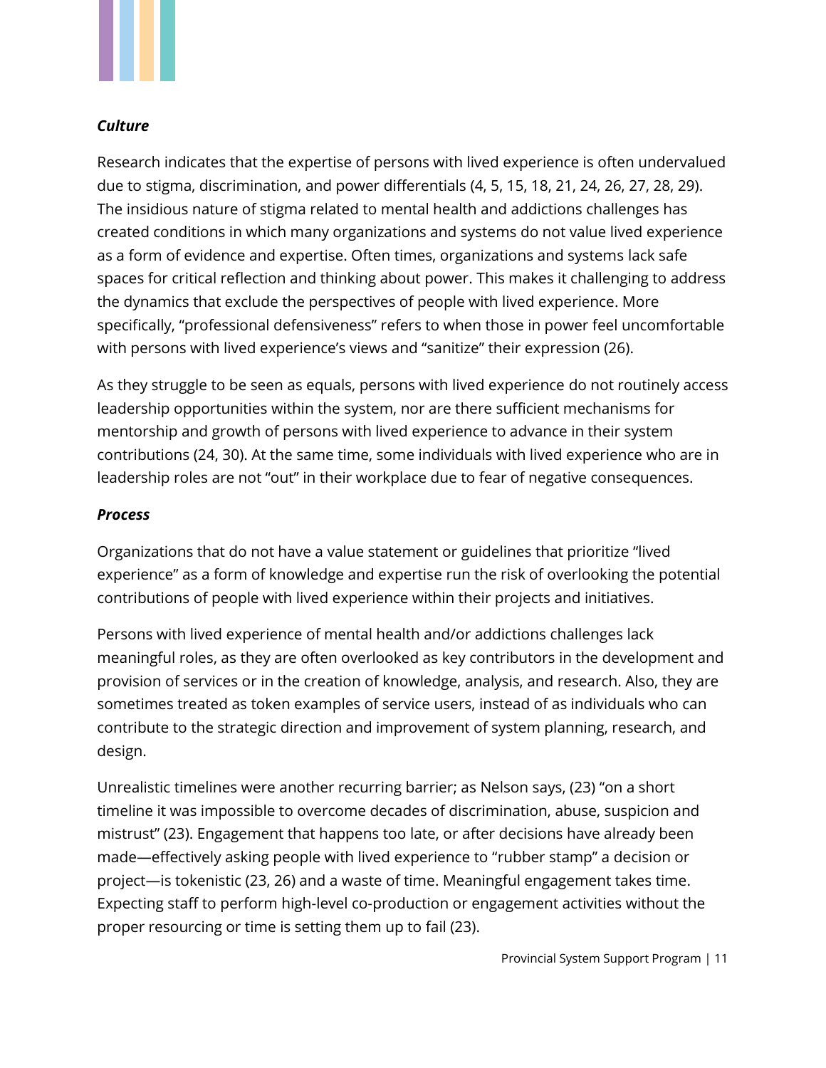***Culture***

Research indicates that the expertise of persons with lived experience is often undervalued due to stigma, discrimination, and power differentials (4, 5, 15, 18, 21, 24, 26, 27, 28, 29). The insidious nature of stigma related to mental health and addictions challenges has created conditions in which many organizations and systems do not value lived experience as a form of evidence and expertise. Often times, organizations and systems lack safe spaces for critical reflection and thinking about power. This makes it challenging to address the dynamics that exclude the perspectives of people with lived experience. More specifically, "professional defensiveness" refers to when those in power feel uncomfortable with persons with lived experience's views and "sanitize" their expression (26).

As they struggle to be seen as equals, persons with lived experience do not routinely access leadership opportunities within the system, nor are there sufficient mechanisms for mentorship and growth of persons with lived experience to advance in their system contributions (24, 30). At the same time, some individuals with lived experience who are in leadership roles are not "out" in their workplace due to fear of negative consequences.

***Process***

Organizations that do not have a value statement or guidelines that prioritize "lived experience" as a form of knowledge and expertise run the risk of overlooking the potential contributions of people with lived experience within their projects and initiatives.

Persons with lived experience of mental health and/or addictions challenges lack meaningful roles, as they are often overlooked as key contributors in the development and provision of services or in the creation of knowledge, analysis, and research. Also, they are sometimes treated as token examples of service users, instead of as individuals who can contribute to the strategic direction and improvement of system planning, research, and design.

Unrealistic timelines were another recurring barrier; as Nelson says, (23) "on a short timeline it was impossible to overcome decades of discrimination, abuse, suspicion and mistrust" (23). Engagement that happens too late, or after decisions have already been made—effectively asking people with lived experience to "rubber stamp" a decision or project—is tokenistic (23, 26) and a waste of time. Meaningful engagement takes time. Expecting staff to perform high-level co-production or engagement activities without the proper resourcing or time is setting them up to fail (23).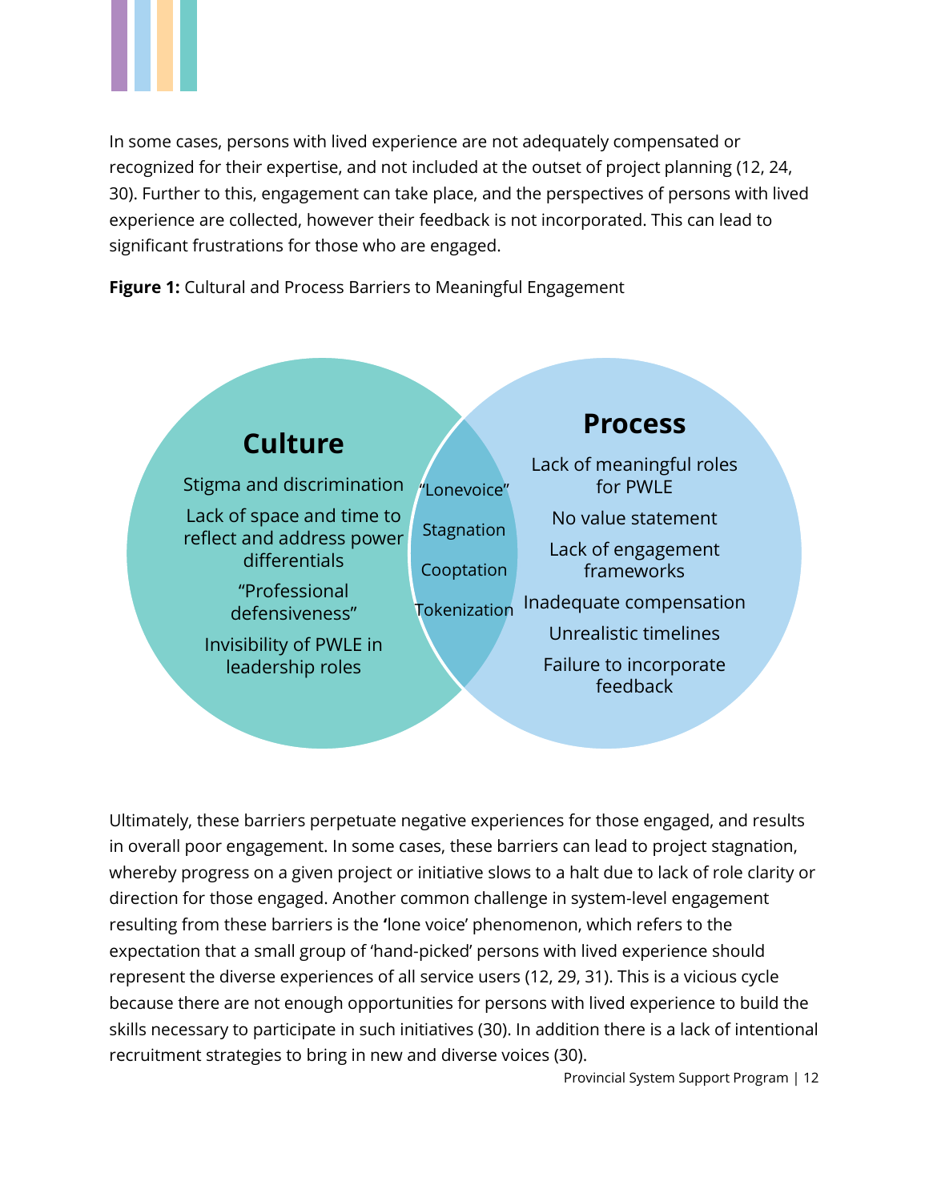In some cases, persons with lived experience are not adequately compensated or recognized for their expertise, and not included at the outset of project planning (12, 24, 30). Further to this, engagement can take place, and the perspectives of persons with lived experience are collected, however their feedback is not incorporated. This can lead to significant frustrations for those who are engaged.

**Figure 1:** Cultural and Process Barriers to Meaningful Engagement

**Culture**

- Stigma and discrimination
- Lack of space and time to reflect and address power differentials
- "Professional defensiveness"
- Invisibility of PWLE in leadership roles

**Culture and Process (overlap)**

- "Lonevoice"
- Stagnation
- Cooptation
- Tokenization

**Process**

- Lack of meaningful roles for PWLE
- No value statement
- Lack of engagement frameworks
- Inadequate compensation
- Unrealistic timelines
- Failure to incorporate feedback

Ultimately, these barriers perpetuate negative experiences for those engaged, and results in overall poor engagement. In some cases, these barriers can lead to project stagnation, whereby progress on a given project or initiative slows to a halt due to lack of role clarity or direction for those engaged. Another common challenge in system-level engagement resulting from these barriers is the 'lone voice' phenomenon, which refers to the expectation that a small group of 'hand-picked' persons with lived experience should represent the diverse experiences of all service users (12, 29, 31). This is a vicious cycle because there are not enough opportunities for persons with lived experience to build the skills necessary to participate in such initiatives (30). In addition there is a lack of intentional recruitment strategies to bring in new and diverse voices (30).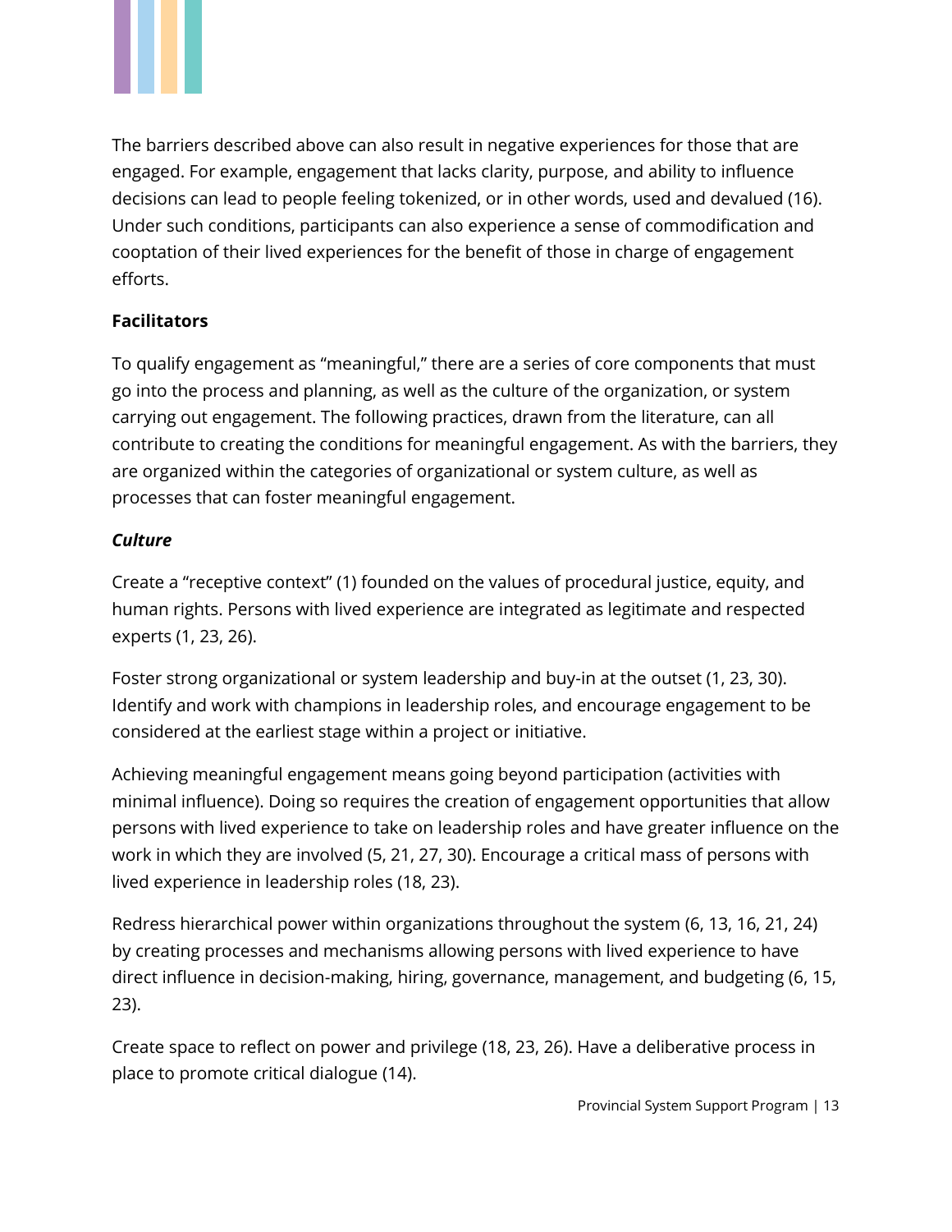The barriers described above can also result in negative experiences for those that are engaged. For example, engagement that lacks clarity, purpose, and ability to influence decisions can lead to people feeling tokenized, or in other words, used and devalued (16). Under such conditions, participants can also experience a sense of commodification and cooptation of their lived experiences for the benefit of those in charge of engagement efforts.

**Facilitators**

To qualify engagement as "meaningful," there are a series of core components that must go into the process and planning, as well as the culture of the organization, or system carrying out engagement. The following practices, drawn from the literature, can all contribute to creating the conditions for meaningful engagement. As with the barriers, they are organized within the categories of organizational or system culture, as well as processes that can foster meaningful engagement.

***Culture***

Create a "receptive context" (1) founded on the values of procedural justice, equity, and human rights. Persons with lived experience are integrated as legitimate and respected experts (1, 23, 26).

Foster strong organizational or system leadership and buy-in at the outset (1, 23, 30). Identify and work with champions in leadership roles, and encourage engagement to be considered at the earliest stage within a project or initiative.

Achieving meaningful engagement means going beyond participation (activities with minimal influence). Doing so requires the creation of engagement opportunities that allow persons with lived experience to take on leadership roles and have greater influence on the work in which they are involved (5, 21, 27, 30). Encourage a critical mass of persons with lived experience in leadership roles (18, 23).

Redress hierarchical power within organizations throughout the system (6, 13, 16, 21, 24) by creating processes and mechanisms allowing persons with lived experience to have direct influence in decision-making, hiring, governance, management, and budgeting (6, 15, 23).

Create space to reflect on power and privilege (18, 23, 26). Have a deliberative process in place to promote critical dialogue (14).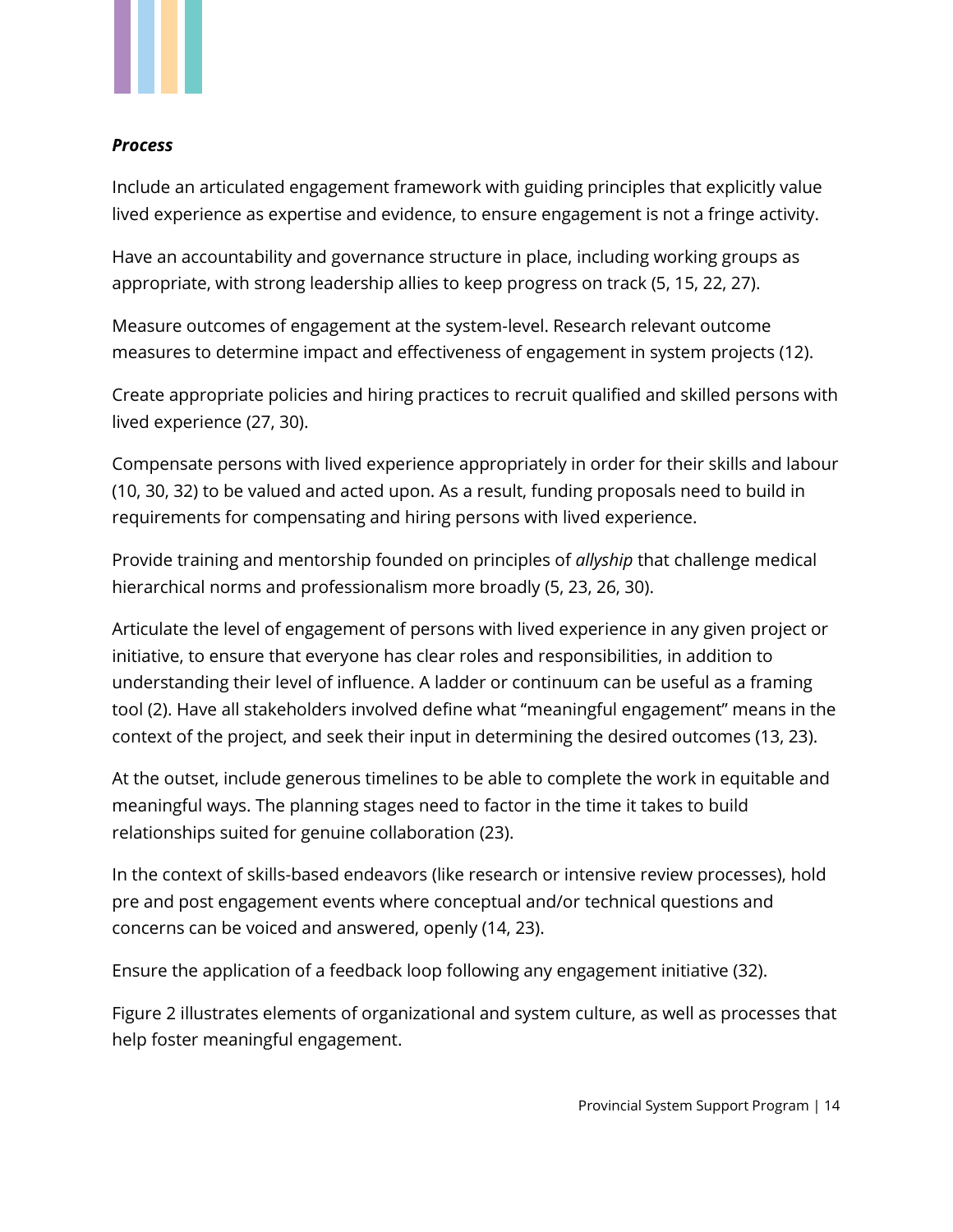***Process***

Include an articulated engagement framework with guiding principles that explicitly value lived experience as expertise and evidence, to ensure engagement is not a fringe activity.

Have an accountability and governance structure in place, including working groups as appropriate, with strong leadership allies to keep progress on track (5, 15, 22, 27).

Measure outcomes of engagement at the system-level. Research relevant outcome measures to determine impact and effectiveness of engagement in system projects (12).

Create appropriate policies and hiring practices to recruit qualified and skilled persons with lived experience (27, 30).

Compensate persons with lived experience appropriately in order for their skills and labour (10, 30, 32) to be valued and acted upon. As a result, funding proposals need to build in requirements for compensating and hiring persons with lived experience.

Provide training and mentorship founded on principles of *allyship* that challenge medical hierarchical norms and professionalism more broadly (5, 23, 26, 30).

Articulate the level of engagement of persons with lived experience in any given project or initiative, to ensure that everyone has clear roles and responsibilities, in addition to understanding their level of influence. A ladder or continuum can be useful as a framing tool (2). Have all stakeholders involved define what "meaningful engagement" means in the context of the project, and seek their input in determining the desired outcomes (13, 23).

At the outset, include generous timelines to be able to complete the work in equitable and meaningful ways. The planning stages need to factor in the time it takes to build relationships suited for genuine collaboration (23).

In the context of skills-based endeavors (like research or intensive review processes), hold pre and post engagement events where conceptual and/or technical questions and concerns can be voiced and answered, openly (14, 23).

Ensure the application of a feedback loop following any engagement initiative (32).

Figure 2 illustrates elements of organizational and system culture, as well as processes that help foster meaningful engagement.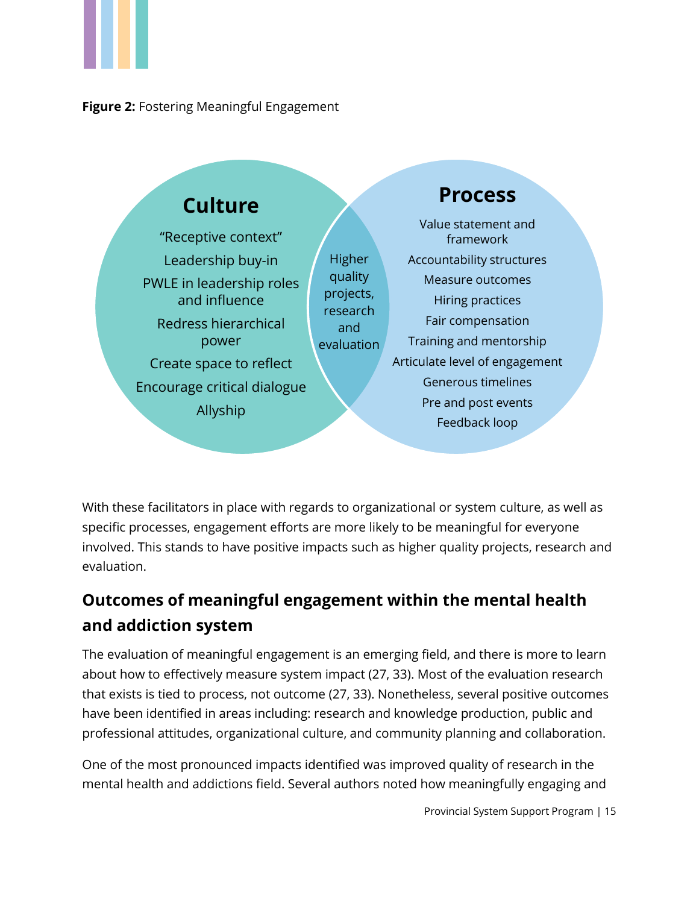**Figure 2:** Fostering Meaningful Engagement

**Culture**

- "Receptive context"
- Leadership buy-in
- PWLE in leadership roles and influence
- Redress hierarchical power
- Create space to reflect
- Encourage critical dialogue
- Allyship

**Higher quality projects, research and evaluation**

**Process**

- Value statement and framework
- Accountability structures
- Measure outcomes
- Hiring practices
- Fair compensation
- Training and mentorship
- Articulate level of engagement
- Generous timelines
- Pre and post events
- Feedback loop

With these facilitators in place with regards to organizational or system culture, as well as specific processes, engagement efforts are more likely to be meaningful for everyone involved. This stands to have positive impacts such as higher quality projects, research and evaluation.

## Outcomes of meaningful engagement within the mental health and addiction system

The evaluation of meaningful engagement is an emerging field, and there is more to learn about how to effectively measure system impact (27, 33). Most of the evaluation research that exists is tied to process, not outcome (27, 33). Nonetheless, several positive outcomes have been identified in areas including: research and knowledge production, public and professional attitudes, organizational culture, and community planning and collaboration.

One of the most pronounced impacts identified was improved quality of research in the mental health and addictions field. Several authors noted how meaningfully engaging and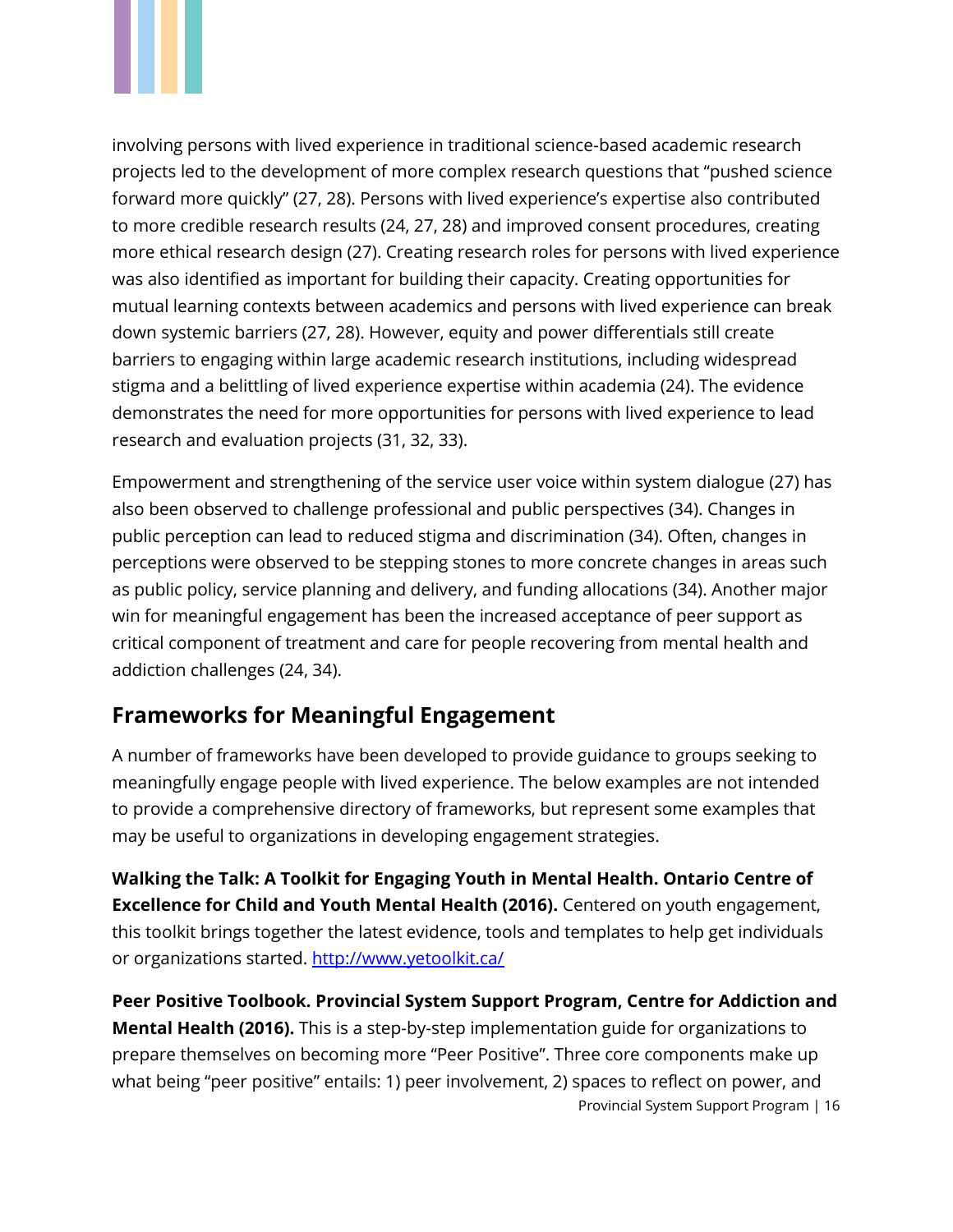involving persons with lived experience in traditional science-based academic research projects led to the development of more complex research questions that "pushed science forward more quickly" (27, 28). Persons with lived experience's expertise also contributed to more credible research results (24, 27, 28) and improved consent procedures, creating more ethical research design (27). Creating research roles for persons with lived experience was also identified as important for building their capacity. Creating opportunities for mutual learning contexts between academics and persons with lived experience can break down systemic barriers (27, 28). However, equity and power differentials still create barriers to engaging within large academic research institutions, including widespread stigma and a belittling of lived experience expertise within academia (24). The evidence demonstrates the need for more opportunities for persons with lived experience to lead research and evaluation projects (31, 32, 33).

Empowerment and strengthening of the service user voice within system dialogue (27) has also been observed to challenge professional and public perspectives (34). Changes in public perception can lead to reduced stigma and discrimination (34). Often, changes in perceptions were observed to be stepping stones to more concrete changes in areas such as public policy, service planning and delivery, and funding allocations (34). Another major win for meaningful engagement has been the increased acceptance of peer support as critical component of treatment and care for people recovering from mental health and addiction challenges (24, 34).

## Frameworks for Meaningful Engagement

A number of frameworks have been developed to provide guidance to groups seeking to meaningfully engage people with lived experience. The below examples are not intended to provide a comprehensive directory of frameworks, but represent some examples that may be useful to organizations in developing engagement strategies.

**Walking the Talk: A Toolkit for Engaging Youth in Mental Health. Ontario Centre of Excellence for Child and Youth Mental Health (2016).** Centered on youth engagement, this toolkit brings together the latest evidence, tools and templates to help get individuals or organizations started. [http://www.yetoolkit.ca/](http://www.yetoolkit.ca/)

**Peer Positive Toolbook. Provincial System Support Program, Centre for Addiction and Mental Health (2016).** This is a step-by-step implementation guide for organizations to prepare themselves on becoming more "Peer Positive". Three core components make up what being "peer positive" entails: 1) peer involvement, 2) spaces to reflect on power, and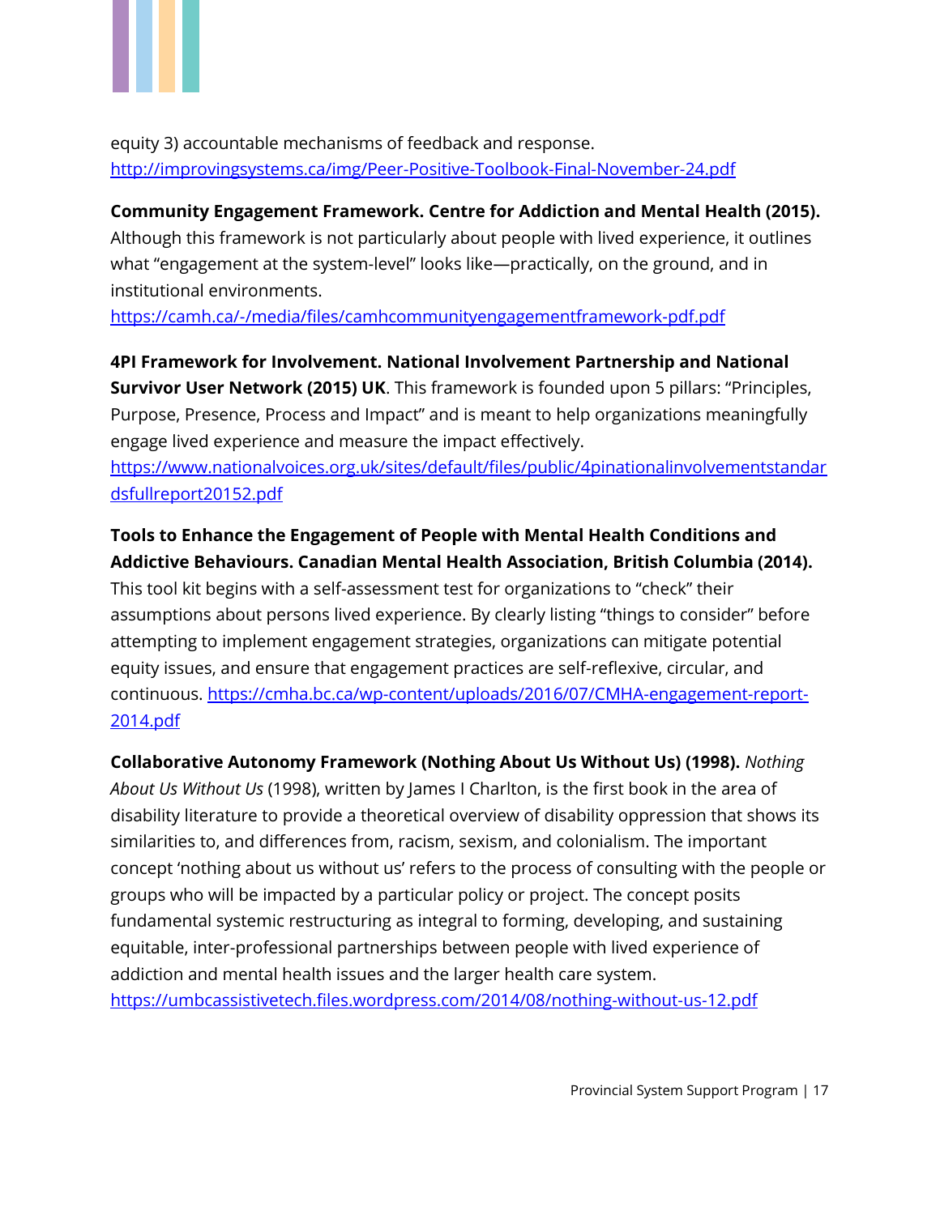equity 3) accountable mechanisms of feedback and response. http://improvingsystems.ca/img/Peer-Positive-Toolbook-Final-November-24.pdf

**Community Engagement Framework. Centre for Addiction and Mental Health (2015).** Although this framework is not particularly about people with lived experience, it outlines what "engagement at the system-level" looks like—practically, on the ground, and in institutional environments.
https://camh.ca/-/media/files/camhcommunityengagementframework-pdf.pdf

**4PI Framework for Involvement. National Involvement Partnership and National Survivor User Network (2015) UK**. This framework is founded upon 5 pillars: "Principles, Purpose, Presence, Process and Impact" and is meant to help organizations meaningfully engage lived experience and measure the impact effectively.
https://www.nationalvoices.org.uk/sites/default/files/public/4pinationalinvolvementstandardsfullreport20152.pdf

**Tools to Enhance the Engagement of People with Mental Health Conditions and Addictive Behaviours. Canadian Mental Health Association, British Columbia (2014).** This tool kit begins with a self-assessment test for organizations to "check" their assumptions about persons lived experience. By clearly listing "things to consider" before attempting to implement engagement strategies, organizations can mitigate potential equity issues, and ensure that engagement practices are self-reflexive, circular, and continuous. https://cmha.bc.ca/wp-content/uploads/2016/07/CMHA-engagement-report-2014.pdf

**Collaborative Autonomy Framework (Nothing About Us Without Us) (1998).** *Nothing About Us Without Us* (1998), written by James I Charlton, is the first book in the area of disability literature to provide a theoretical overview of disability oppression that shows its similarities to, and differences from, racism, sexism, and colonialism. The important concept 'nothing about us without us' refers to the process of consulting with the people or groups who will be impacted by a particular policy or project. The concept posits fundamental systemic restructuring as integral to forming, developing, and sustaining equitable, inter-professional partnerships between people with lived experience of addiction and mental health issues and the larger health care system.
https://umbcassistivetech.files.wordpress.com/2014/08/nothing-without-us-12.pdf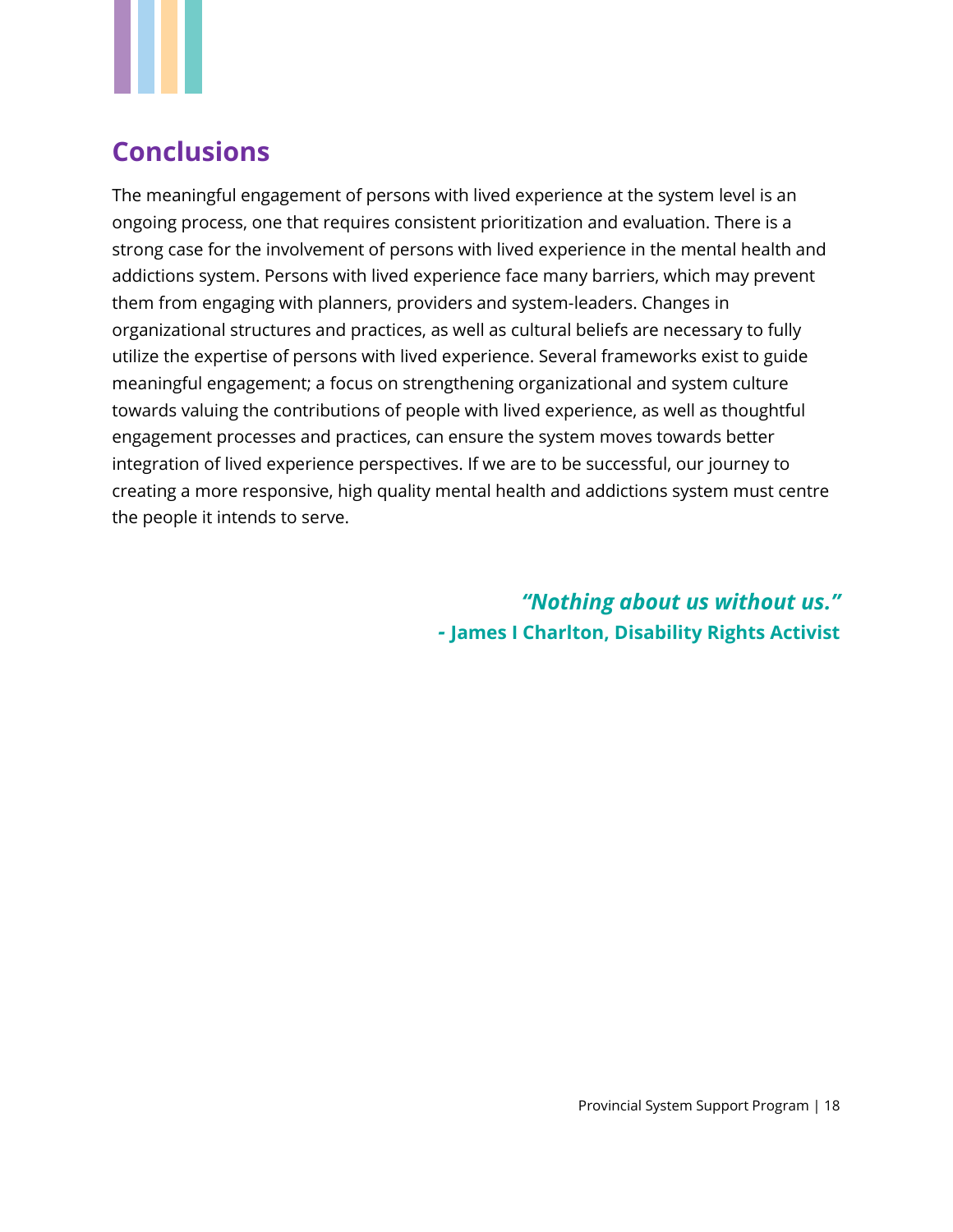## Conclusions

The meaningful engagement of persons with lived experience at the system level is an ongoing process, one that requires consistent prioritization and evaluation. There is a strong case for the involvement of persons with lived experience in the mental health and addictions system. Persons with lived experience face many barriers, which may prevent them from engaging with planners, providers and system-leaders. Changes in organizational structures and practices, as well as cultural beliefs are necessary to fully utilize the expertise of persons with lived experience. Several frameworks exist to guide meaningful engagement; a focus on strengthening organizational and system culture towards valuing the contributions of people with lived experience, as well as thoughtful engagement processes and practices, can ensure the system moves towards better integration of lived experience perspectives. If we are to be successful, our journey to creating a more responsive, high quality mental health and addictions system must centre the people it intends to serve.

***"Nothing about us without us."***
**- James I Charlton, Disability Rights Activist**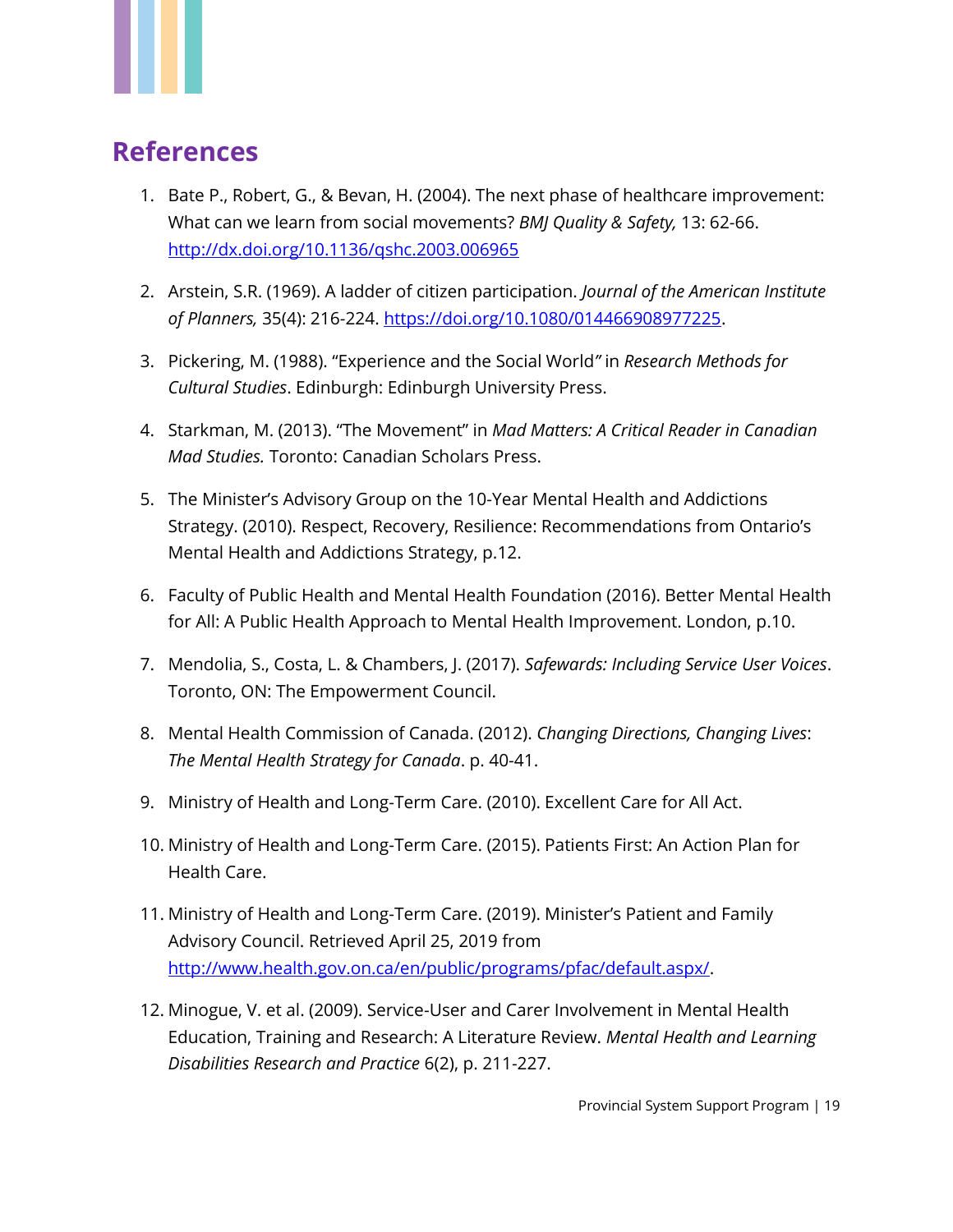## References

1. Bate P., Robert, G., & Bevan, H. (2004). The next phase of healthcare improvement: What can we learn from social movements? *BMJ Quality & Safety,* 13: 62-66. http://dx.doi.org/10.1136/qshc.2003.006965
2. Arstein, S.R. (1969). A ladder of citizen participation. *Journal of the American Institute of Planners,* 35(4): 216-224. https://doi.org/10.1080/01446908977225.
3. Pickering, M. (1988). "Experience and the Social World" in *Research Methods for Cultural Studies*. Edinburgh: Edinburgh University Press.
4. Starkman, M. (2013). "The Movement" in *Mad Matters: A Critical Reader in Canadian Mad Studies.* Toronto: Canadian Scholars Press.
5. The Minister's Advisory Group on the 10-Year Mental Health and Addictions Strategy. (2010). Respect, Recovery, Resilience: Recommendations from Ontario's Mental Health and Addictions Strategy, p.12.
6. Faculty of Public Health and Mental Health Foundation (2016). Better Mental Health for All: A Public Health Approach to Mental Health Improvement. London, p.10.
7. Mendolia, S., Costa, L. & Chambers, J. (2017). *Safewards: Including Service User Voices*. Toronto, ON: The Empowerment Council.
8. Mental Health Commission of Canada. (2012). *Changing Directions, Changing Lives*: *The Mental Health Strategy for Canada*. p. 40-41.
9. Ministry of Health and Long-Term Care. (2010). Excellent Care for All Act.
10. Ministry of Health and Long-Term Care. (2015). Patients First: An Action Plan for Health Care.
11. Ministry of Health and Long-Term Care. (2019). Minister's Patient and Family Advisory Council. Retrieved April 25, 2019 from http://www.health.gov.on.ca/en/public/programs/pfac/default.aspx/.
12. Minogue, V. et al. (2009). Service-User and Carer Involvement in Mental Health Education, Training and Research: A Literature Review. *Mental Health and Learning Disabilities Research and Practice* 6(2), p. 211-227.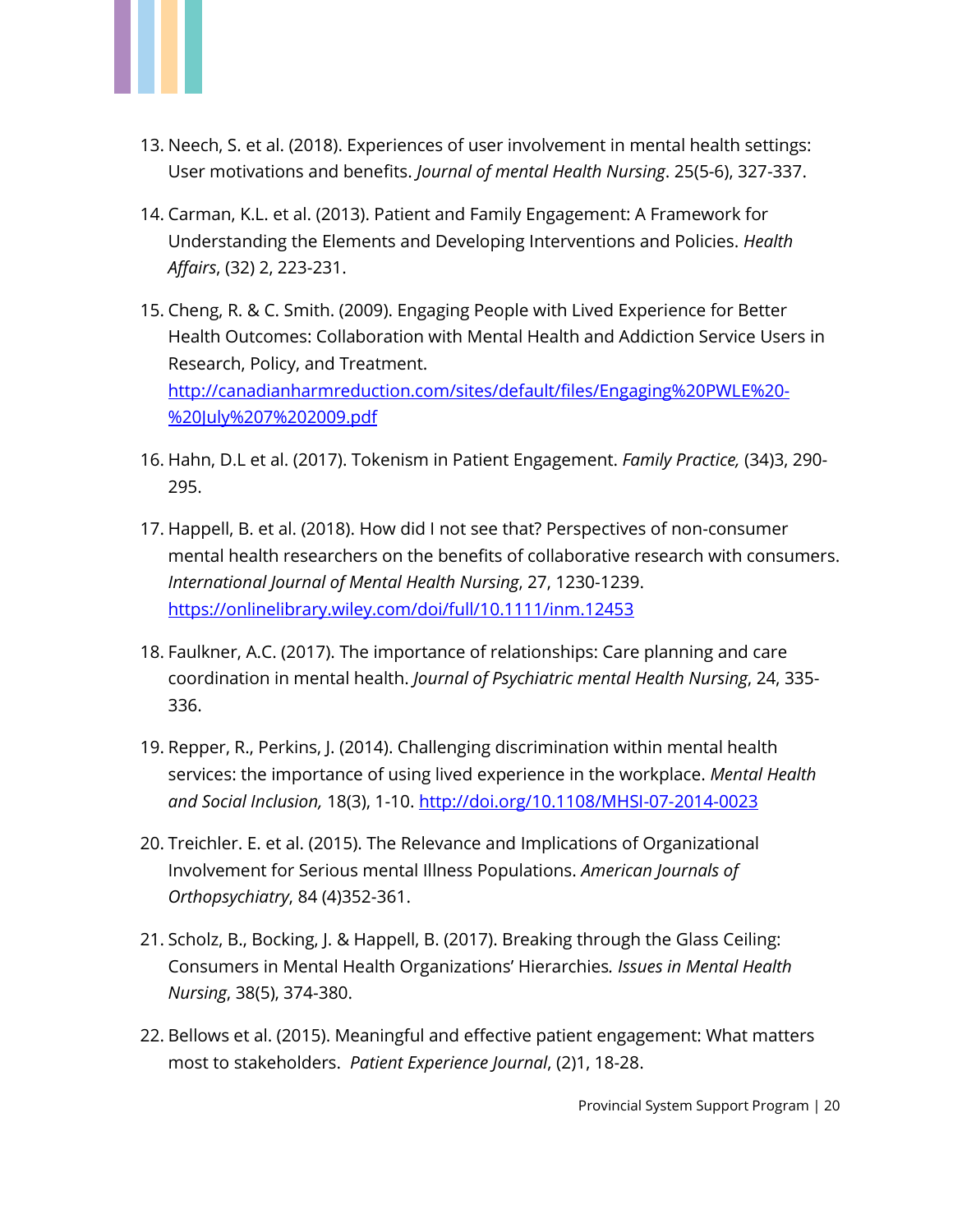13. Neech, S. et al. (2018). Experiences of user involvement in mental health settings: User motivations and benefits. *Journal of mental Health Nursing*. 25(5-6), 327-337.

14. Carman, K.L. et al. (2013). Patient and Family Engagement: A Framework for Understanding the Elements and Developing Interventions and Policies. *Health Affairs*, (32) 2, 223-231.

15. Cheng, R. & C. Smith. (2009). Engaging People with Lived Experience for Better Health Outcomes: Collaboration with Mental Health and Addiction Service Users in Research, Policy, and Treatment. http://canadianharmreduction.com/sites/default/files/Engaging%20PWLE%20-%20July%207%202009.pdf

16. Hahn, D.L et al. (2017). Tokenism in Patient Engagement. *Family Practice,* (34)3, 290-295.

17. Happell, B. et al. (2018). How did I not see that? Perspectives of non-consumer mental health researchers on the benefits of collaborative research with consumers. *International Journal of Mental Health Nursing*, 27, 1230-1239. https://onlinelibrary.wiley.com/doi/full/10.1111/inm.12453

18. Faulkner, A.C. (2017). The importance of relationships: Care planning and care coordination in mental health. *Journal of Psychiatric mental Health Nursing*, 24, 335-336.

19. Repper, R., Perkins, J. (2014). Challenging discrimination within mental health services: the importance of using lived experience in the workplace. *Mental Health and Social Inclusion,* 18(3), 1-10. http://doi.org/10.1108/MHSI-07-2014-0023

20. Treichler. E. et al. (2015). The Relevance and Implications of Organizational Involvement for Serious mental Illness Populations. *American Journals of Orthopsychiatry*, 84 (4)352-361.

21. Scholz, B., Bocking, J. & Happell, B. (2017). Breaking through the Glass Ceiling: Consumers in Mental Health Organizations' Hierarchies*. Issues in Mental Health Nursing*, 38(5), 374-380.

22. Bellows et al. (2015). Meaningful and effective patient engagement: What matters most to stakeholders. *Patient Experience Journal*, (2)1, 18-28.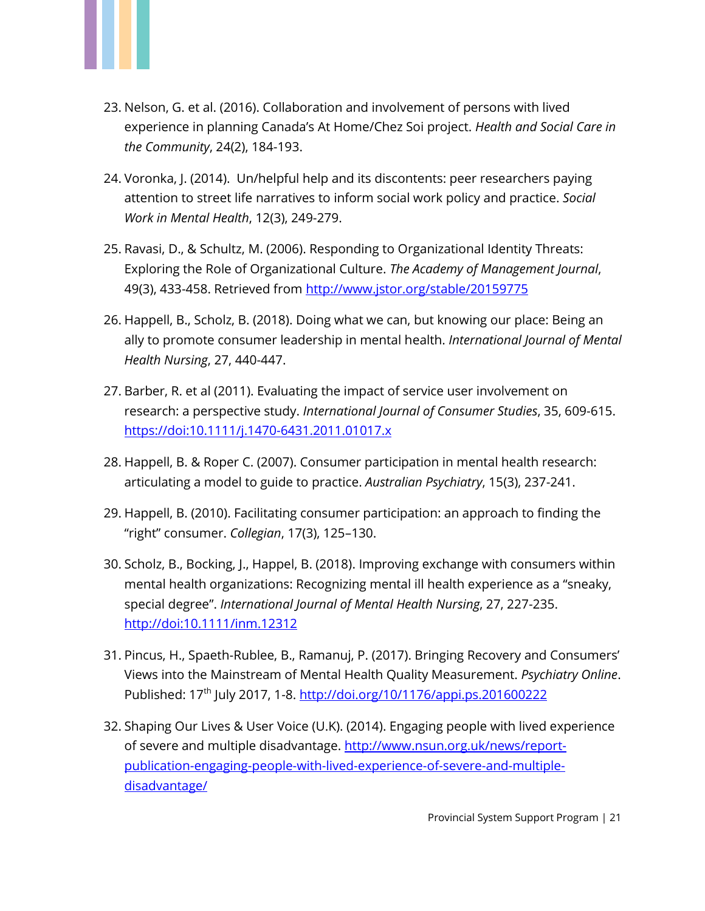23. Nelson, G. et al. (2016). Collaboration and involvement of persons with lived experience in planning Canada's At Home/Chez Soi project. *Health and Social Care in the Community*, 24(2), 184-193.

24. Voronka, J. (2014). Un/helpful help and its discontents: peer researchers paying attention to street life narratives to inform social work policy and practice. *Social Work in Mental Health*, 12(3), 249-279.

25. Ravasi, D., & Schultz, M. (2006). Responding to Organizational Identity Threats: Exploring the Role of Organizational Culture. *The Academy of Management Journal*, 49(3), 433-458. Retrieved from http://www.jstor.org/stable/20159775

26. Happell, B., Scholz, B. (2018). Doing what we can, but knowing our place: Being an ally to promote consumer leadership in mental health. *International Journal of Mental Health Nursing*, 27, 440-447.

27. Barber, R. et al (2011). Evaluating the impact of service user involvement on research: a perspective study. *International Journal of Consumer Studies*, 35, 609-615. https://doi:10.1111/j.1470-6431.2011.01017.x

28. Happell, B. & Roper C. (2007). Consumer participation in mental health research: articulating a model to guide to practice. *Australian Psychiatry*, 15(3), 237-241.

29. Happell, B. (2010). Facilitating consumer participation: an approach to finding the "right" consumer. *Collegian*, 17(3), 125–130.

30. Scholz, B., Bocking, J., Happel, B. (2018). Improving exchange with consumers within mental health organizations: Recognizing mental ill health experience as a "sneaky, special degree". *International Journal of Mental Health Nursing*, 27, 227-235. http://doi:10.1111/inm.12312

31. Pincus, H., Spaeth-Rublee, B., Ramanuj, P. (2017). Bringing Recovery and Consumers' Views into the Mainstream of Mental Health Quality Measurement. *Psychiatry Online*. Published: 17th July 2017, 1-8. http://doi.org/10/1176/appi.ps.201600222

32. Shaping Our Lives & User Voice (U.K). (2014). Engaging people with lived experience of severe and multiple disadvantage. http://www.nsun.org.uk/news/report-publication-engaging-people-with-lived-experience-of-severe-and-multiple-disadvantage/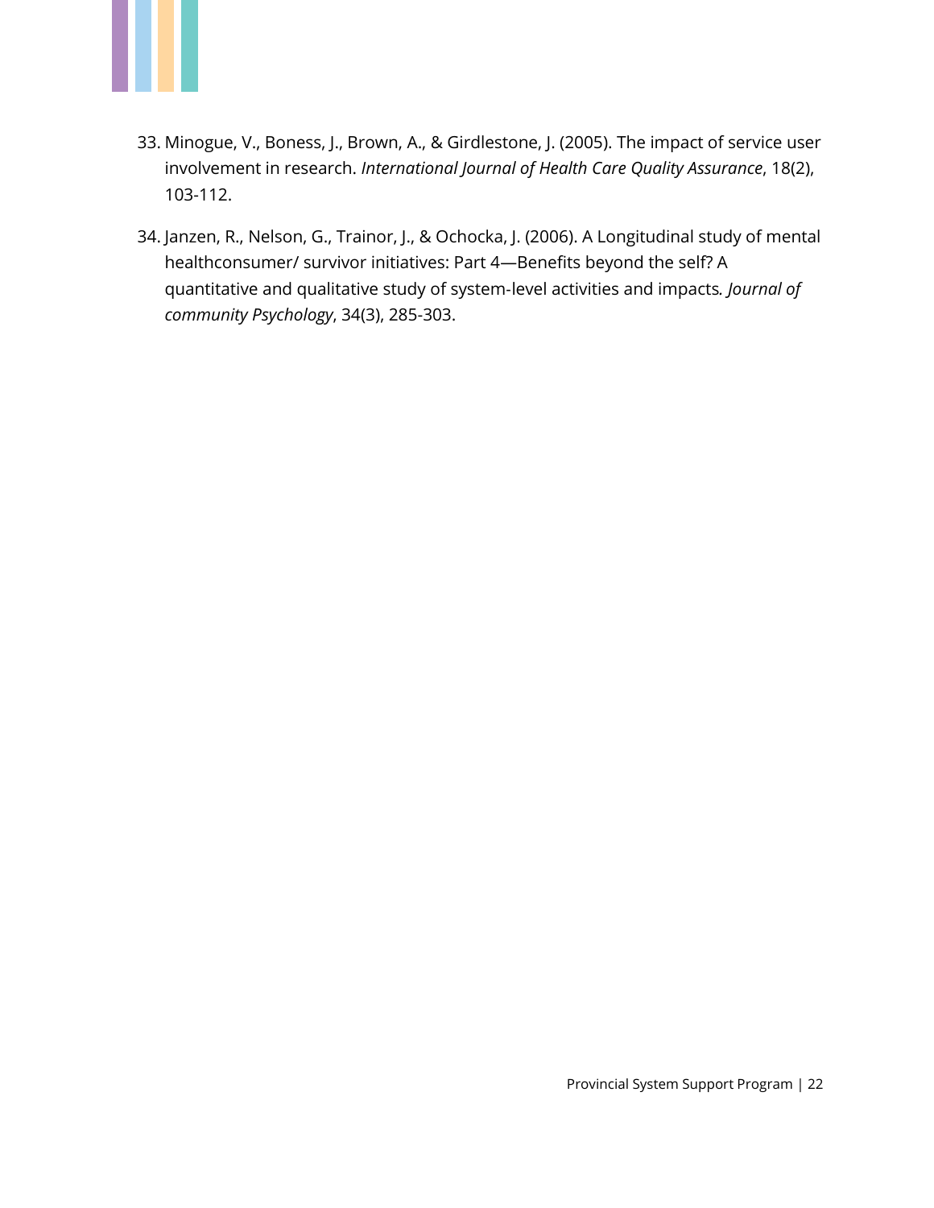33. Minogue, V., Boness, J., Brown, A., & Girdlestone, J. (2005). The impact of service user involvement in research. *International Journal of Health Care Quality Assurance*, 18(2), 103-112.

34. Janzen, R., Nelson, G., Trainor, J., & Ochocka, J. (2006). A Longitudinal study of mental healthconsumer/ survivor initiatives: Part 4—Benefits beyond the self? A quantitative and qualitative study of system-level activities and impacts*. Journal of community Psychology*, 34(3), 285-303.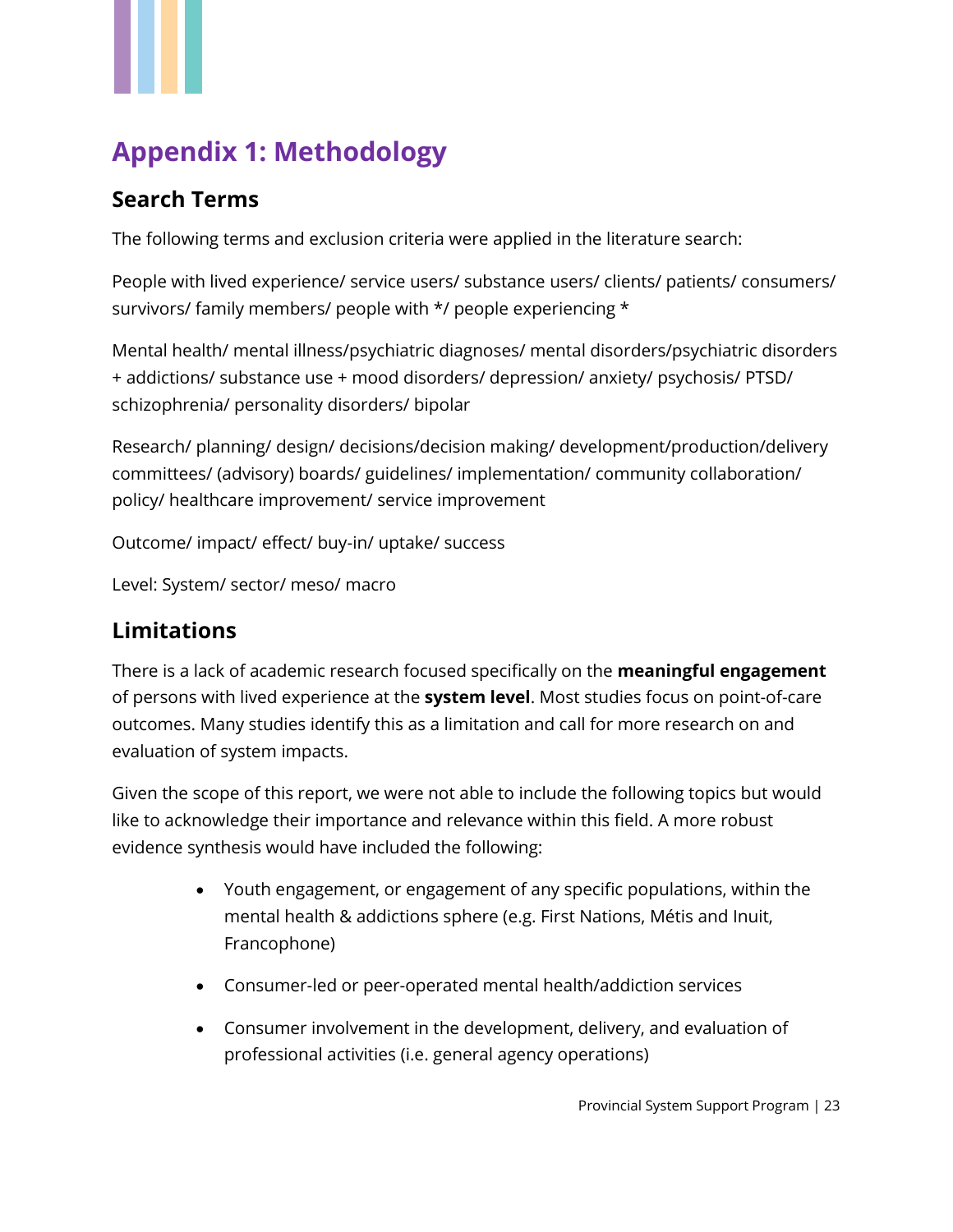# Appendix 1: Methodology

## Search Terms

The following terms and exclusion criteria were applied in the literature search:

People with lived experience/ service users/ substance users/ clients/ patients/ consumers/ survivors/ family members/ people with */ people experiencing *

Mental health/ mental illness/psychiatric diagnoses/ mental disorders/psychiatric disorders + addictions/ substance use + mood disorders/ depression/ anxiety/ psychosis/ PTSD/ schizophrenia/ personality disorders/ bipolar

Research/ planning/ design/ decisions/decision making/ development/production/delivery committees/ (advisory) boards/ guidelines/ implementation/ community collaboration/ policy/ healthcare improvement/ service improvement

Outcome/ impact/ effect/ buy-in/ uptake/ success

Level: System/ sector/ meso/ macro

## Limitations

There is a lack of academic research focused specifically on the **meaningful engagement** of persons with lived experience at the **system level**. Most studies focus on point-of-care outcomes. Many studies identify this as a limitation and call for more research on and evaluation of system impacts.

Given the scope of this report, we were not able to include the following topics but would like to acknowledge their importance and relevance within this field. A more robust evidence synthesis would have included the following:

- Youth engagement, or engagement of any specific populations, within the mental health & addictions sphere (e.g. First Nations, Métis and Inuit, Francophone)
- Consumer-led or peer-operated mental health/addiction services
- Consumer involvement in the development, delivery, and evaluation of professional activities (i.e. general agency operations)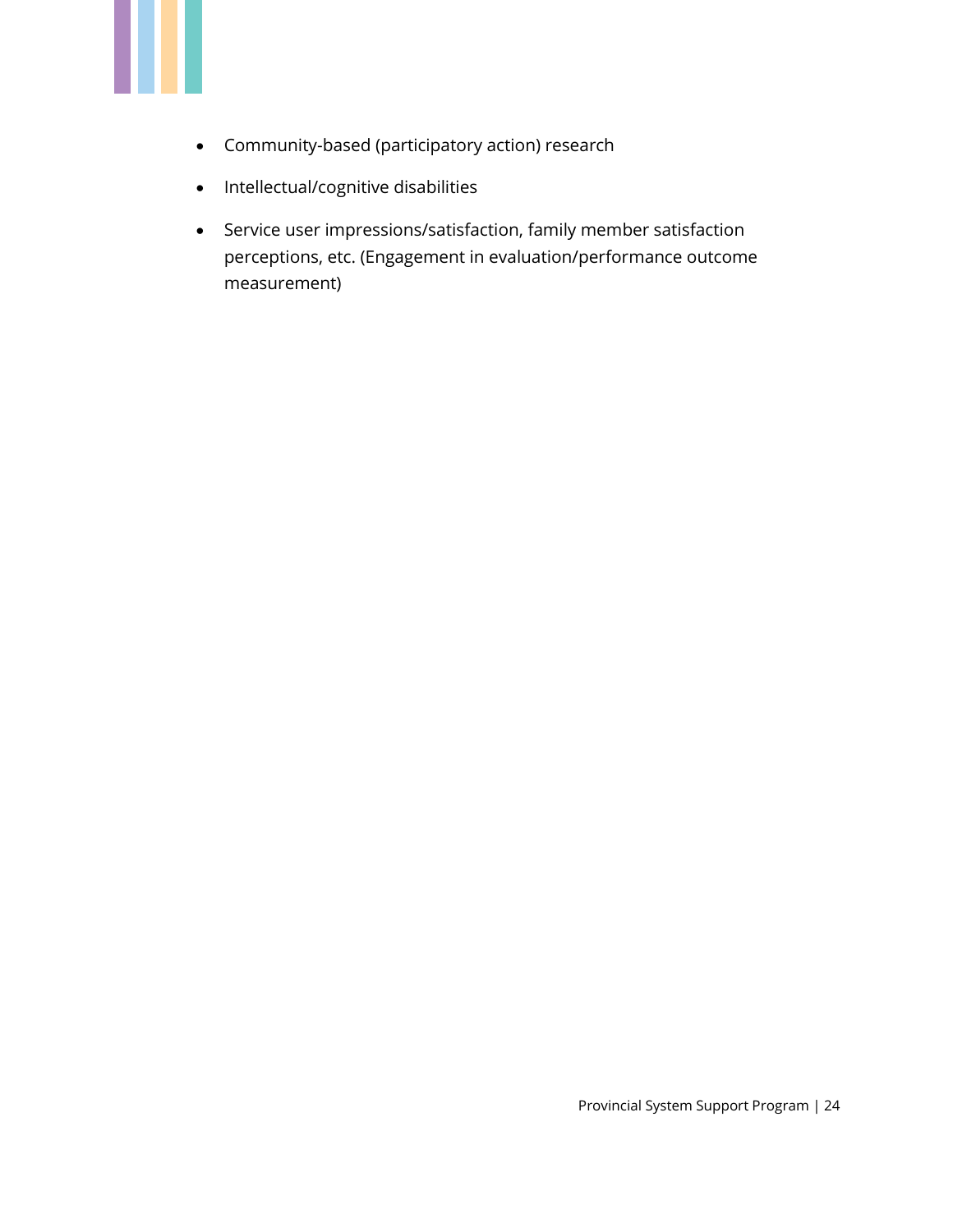- Community-based (participatory action) research
- Intellectual/cognitive disabilities
- Service user impressions/satisfaction, family member satisfaction perceptions, etc. (Engagement in evaluation/performance outcome measurement)